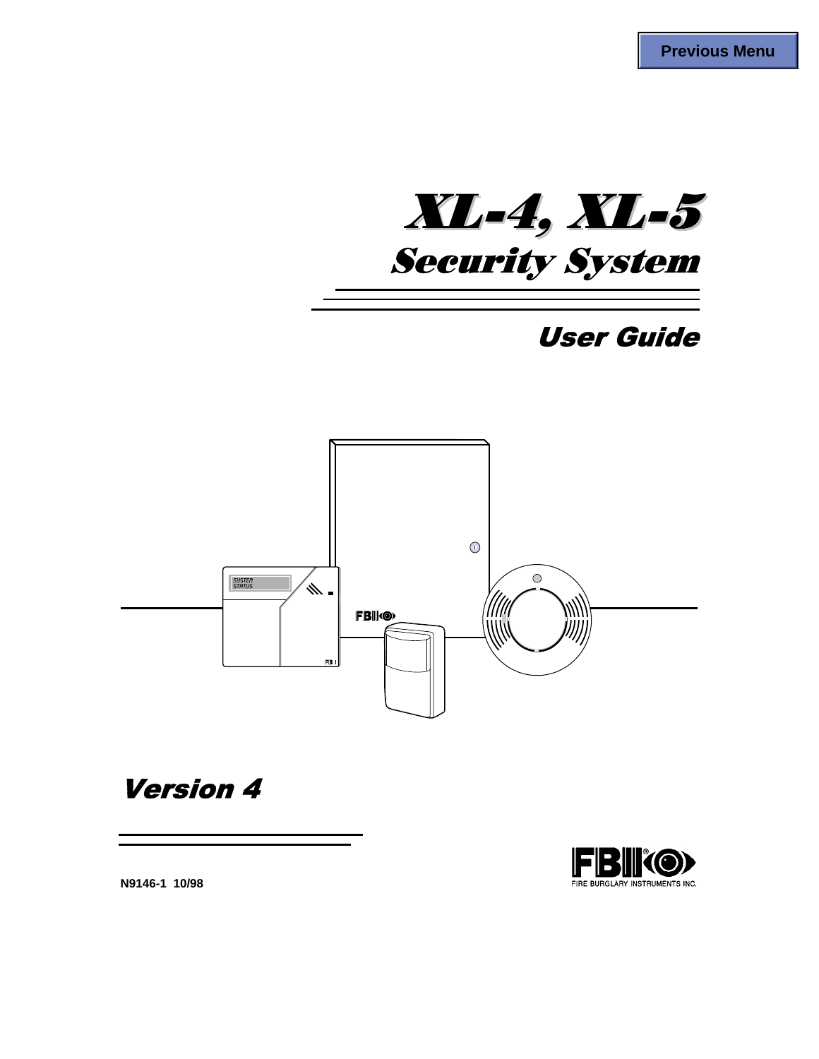Previous Menu

# XL-4, XL-5
# Security System

## User Guide

## Version 4

N9146-1 10/98

FIRE BURGLARY INSTRUMENTS INC.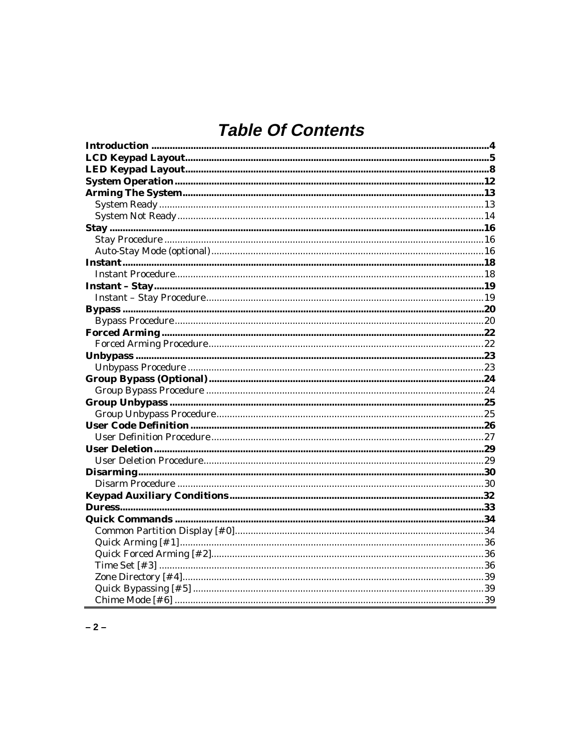# Table Of Contents

**Introduction** ....................................................................................................................4
**LCD Keypad Layout**..........................................................................................................5
**LED Keypad Layout**..........................................................................................................8
**System Operation**............................................................................................................12
**Arming The System**..........................................................................................................13
- System Ready ..............................................................................................................13
- System Not Ready.........................................................................................................14

**Stay** ..................................................................................................................................16
- Stay Procedure ............................................................................................................16
- Auto-Stay Mode (optional)..........................................................................................16

**Instant**..............................................................................................................................18
- Instant Procedure.........................................................................................................18

**Instant – Stay**..................................................................................................................19
- Instant – Stay Procedure.............................................................................................19

**Bypass** ..............................................................................................................................20
- Bypass Procedure.........................................................................................................20

**Forced Arming** ................................................................................................................22
- Forced Arming Procedure...........................................................................................22

**Unbypass** ..........................................................................................................................23
- Unbypass Procedure ...................................................................................................23

**Group Bypass (Optional)**................................................................................................24
- Group Bypass Procedure ............................................................................................24

**Group Unbypass** ..............................................................................................................25
- Group Unbypass Procedure........................................................................................25

**User Code Definition** .......................................................................................................26
- User Definition Procedure...........................................................................................27

**User Deletion**....................................................................................................................29
- User Deletion Procedure.............................................................................................29

**Disarming**.........................................................................................................................30
- Disarm Procedure .......................................................................................................30

**Keypad Auxiliary Conditions**.........................................................................................32
**Duress**...............................................................................................................................33
**Quick Commands** ............................................................................................................34
- Common Partition Display [#0].................................................................................34
- Quick Arming [#1].......................................................................................................36
- Quick Forced Arming [#2]..........................................................................................36
- Time Set [#3] ...............................................................................................................36
- Zone Directory [#4].....................................................................................................39
- Quick Bypassing [#5] .................................................................................................39
- Chime Mode [#6] ........................................................................................................39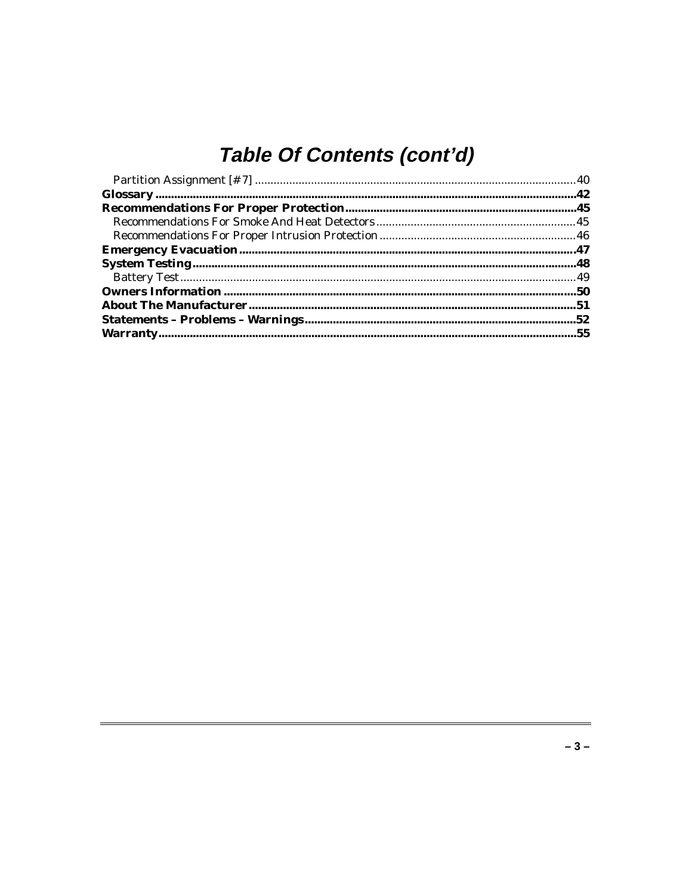# Table Of Contents (cont'd)

- Partition Assignment [#7] ............................................................ 40
- **Glossary ............................................................ 42**
- **Recommendations For Proper Protection ............................................................ 45**
  - Recommendations For Smoke And Heat Detectors ............................................................ 45
  - Recommendations For Proper Intrusion Protection ............................................................ 46
- **Emergency Evacuation ............................................................ 47**
- **System Testing ............................................................ 48**
  - Battery Test ............................................................ 49
- **Owners Information ............................................................ 50**
- **About The Manufacturer ............................................................ 51**
- **Statements – Problems – Warnings ............................................................ 52**
- **Warranty ............................................................ 55**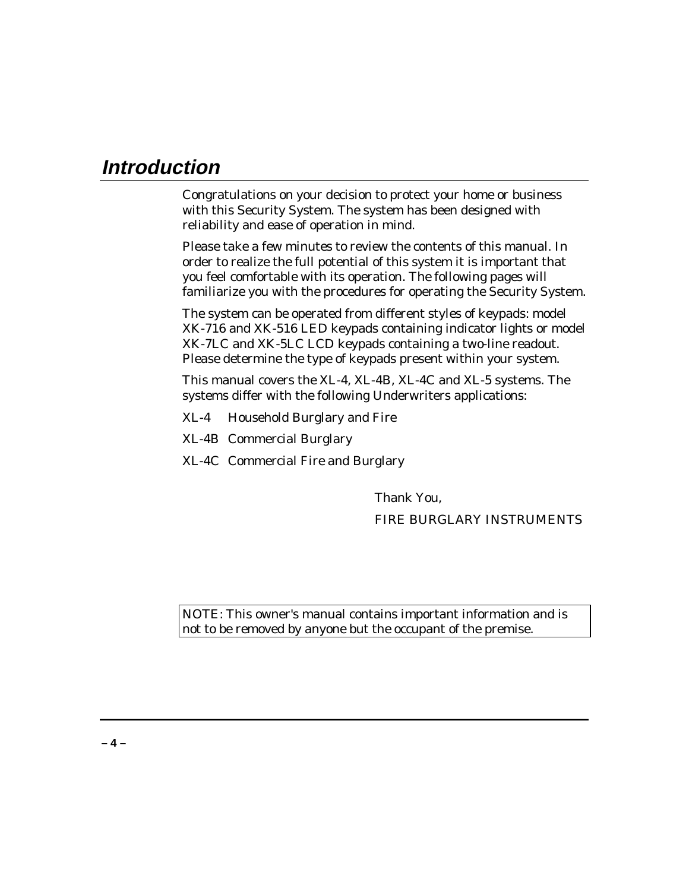# Introduction

Congratulations on your decision to protect your home or business with this Security System. The system has been designed with reliability and ease of operation in mind.

Please take a few minutes to review the contents of this manual. In order to realize the full potential of this system it is important that you feel comfortable with its operation. The following pages will familiarize you with the procedures for operating the Security System.

The system can be operated from different styles of keypads: model XK-716 and XK-516 LED keypads containing indicator lights or model XK-7LC and XK-5LC LCD keypads containing a two-line readout. Please determine the type of keypads present within your system.

This manual covers the XL-4, XL-4B, XL-4C and XL-5 systems. The systems differ with the following Underwriters applications:

XL-4 Household Burglary and Fire

XL-4B Commercial Burglary

XL-4C Commercial Fire and Burglary

Thank You,

FIRE BURGLARY INSTRUMENTS

NOTE: This owner's manual contains important information and is not to be removed by anyone but the occupant of the premise.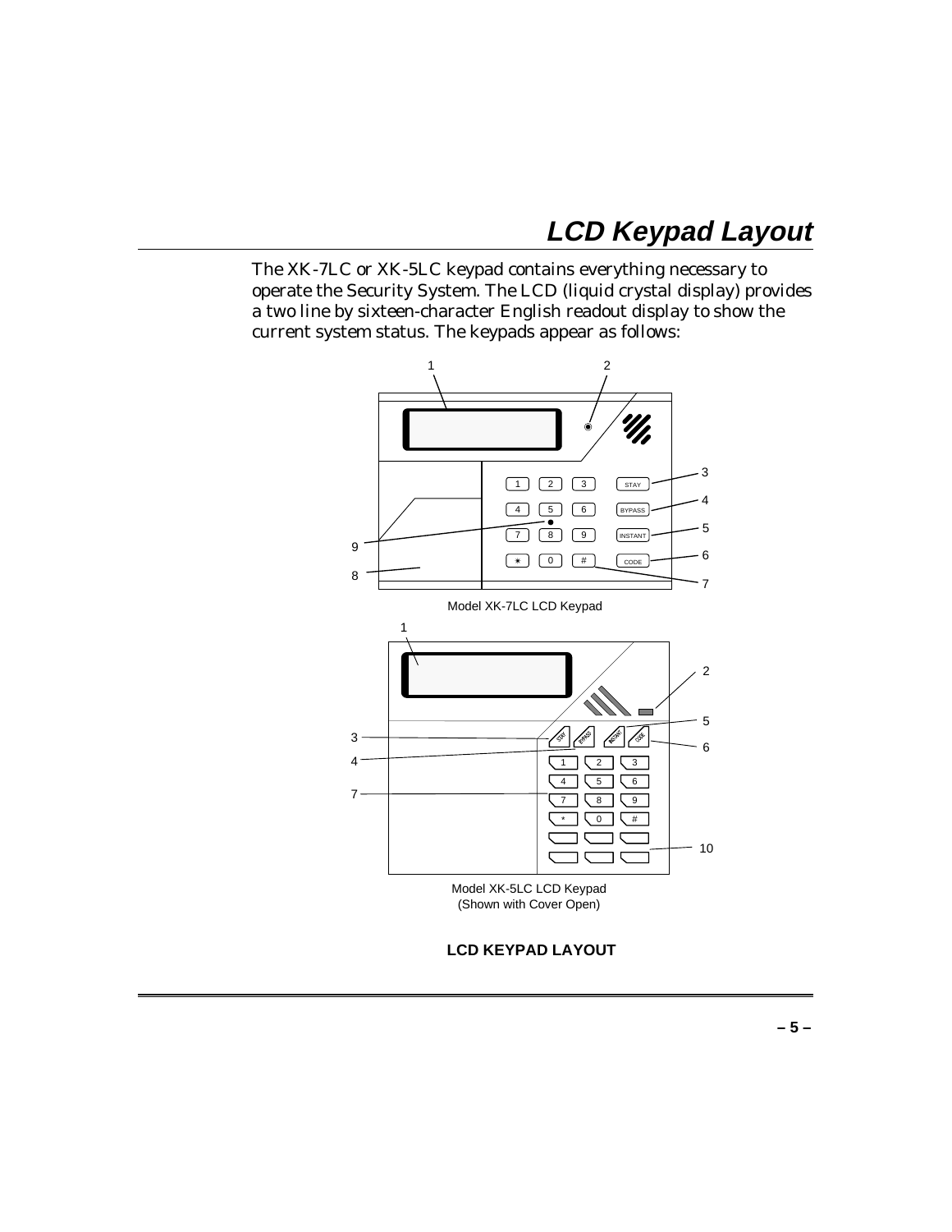# LCD Keypad Layout

The XK-7LC or XK-5LC keypad contains everything necessary to operate the Security System. The LCD (liquid crystal display) provides a two line by sixteen-character English readout display to show the current system status. The keypads appear as follows:

Model XK-7LC LCD Keypad

Model XK-5LC LCD Keypad
(Shown with Cover Open)

**LCD KEYPAD LAYOUT**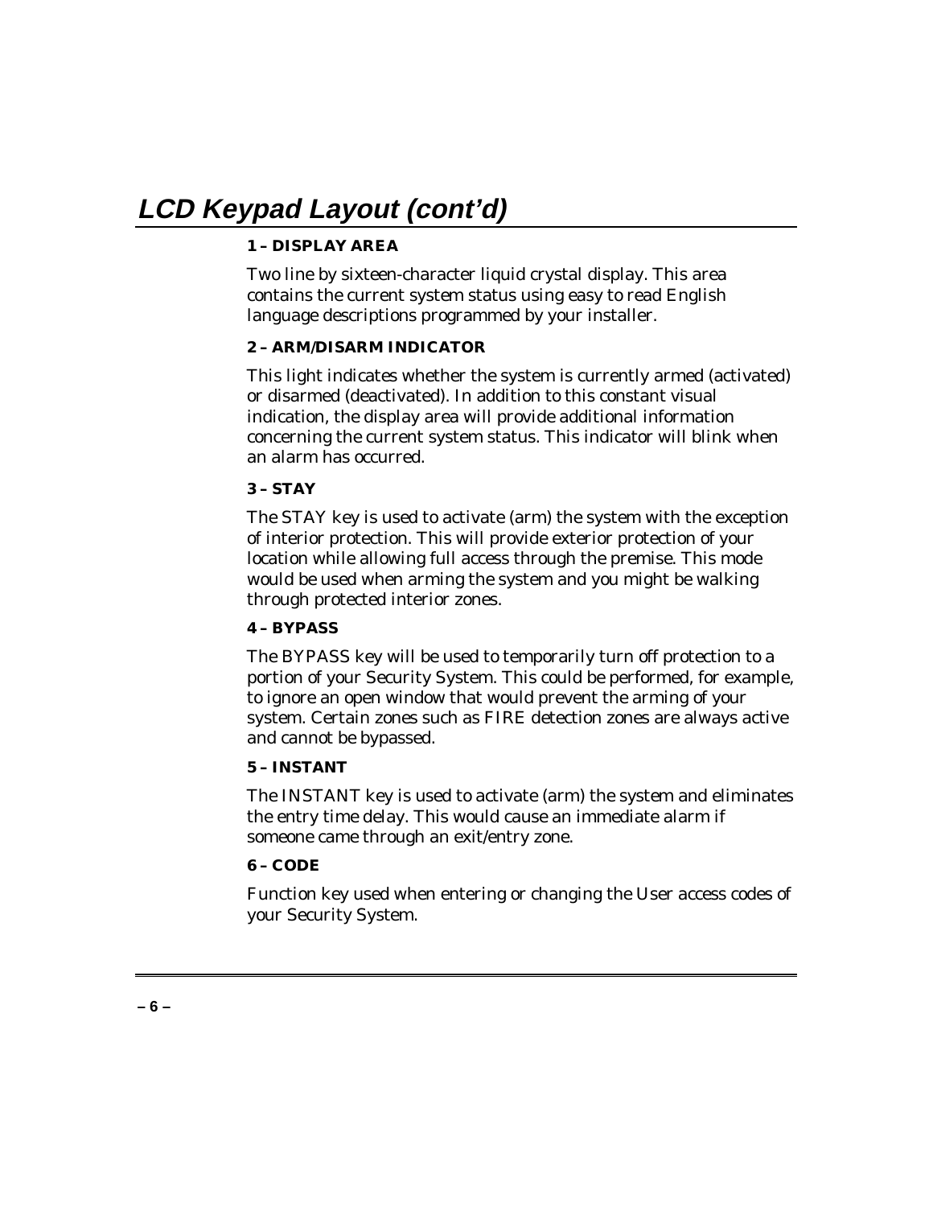# LCD Keypad Layout (cont'd)

**1 – DISPLAY AREA**

Two line by sixteen-character liquid crystal display. This area contains the current system status using easy to read English language descriptions programmed by your installer.

**2 – ARM/DISARM INDICATOR**

This light indicates whether the system is currently armed (activated) or disarmed (deactivated). In addition to this constant visual indication, the display area will provide additional information concerning the current system status. This indicator will blink when an alarm has occurred.

**3 – STAY**

The STAY key is used to activate (arm) the system with the exception of interior protection. This will provide exterior protection of your location while allowing full access through the premise. This mode would be used when arming the system and you might be walking through protected interior zones.

**4 – BYPASS**

The BYPASS key will be used to temporarily turn off protection to a portion of your Security System. This could be performed, for example, to ignore an open window that would prevent the arming of your system. Certain zones such as FIRE detection zones are always active and cannot be bypassed.

**5 – INSTANT**

The INSTANT key is used to activate (arm) the system and eliminates the entry time delay. This would cause an immediate alarm if someone came through an exit/entry zone.

**6 – CODE**

Function key used when entering or changing the User access codes of your Security System.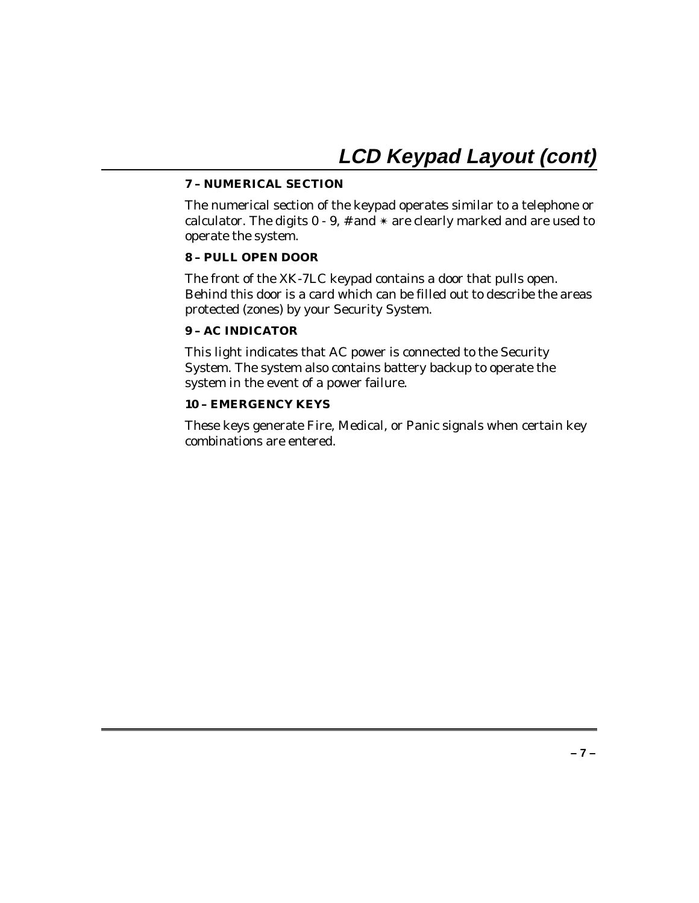# LCD Keypad Layout (cont)

### 7 – NUMERICAL SECTION

The numerical section of the keypad operates similar to a telephone or calculator. The digits 0 - 9, # and ✶ are clearly marked and are used to operate the system.

### 8 – PULL OPEN DOOR

The front of the XK-7LC keypad contains a door that pulls open. Behind this door is a card which can be filled out to describe the areas protected (zones) by your Security System.

### 9 – AC INDICATOR

This light indicates that AC power is connected to the Security System. The system also contains battery backup to operate the system in the event of a power failure.

### 10 – EMERGENCY KEYS

These keys generate Fire, Medical, or Panic signals when certain key combinations are entered.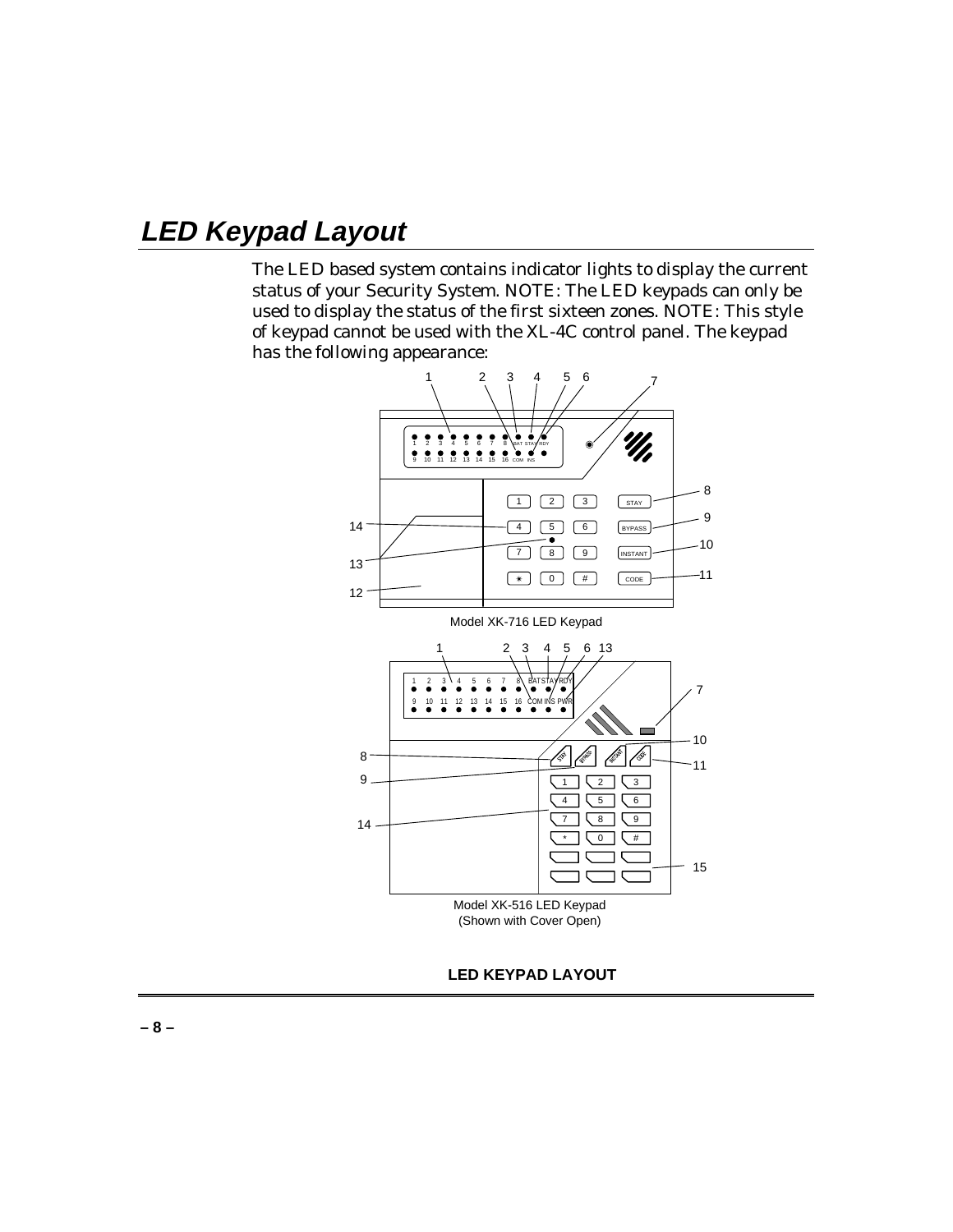# LED Keypad Layout

The LED based system contains indicator lights to display the current status of your Security System. NOTE: The LED keypads can only be used to display the status of the first sixteen zones. NOTE: This style of keypad cannot be used with the XL-4C control panel. The keypad has the following appearance:

Model XK-716 LED Keypad

Model XK-516 LED Keypad
(Shown with Cover Open)

**LED KEYPAD LAYOUT**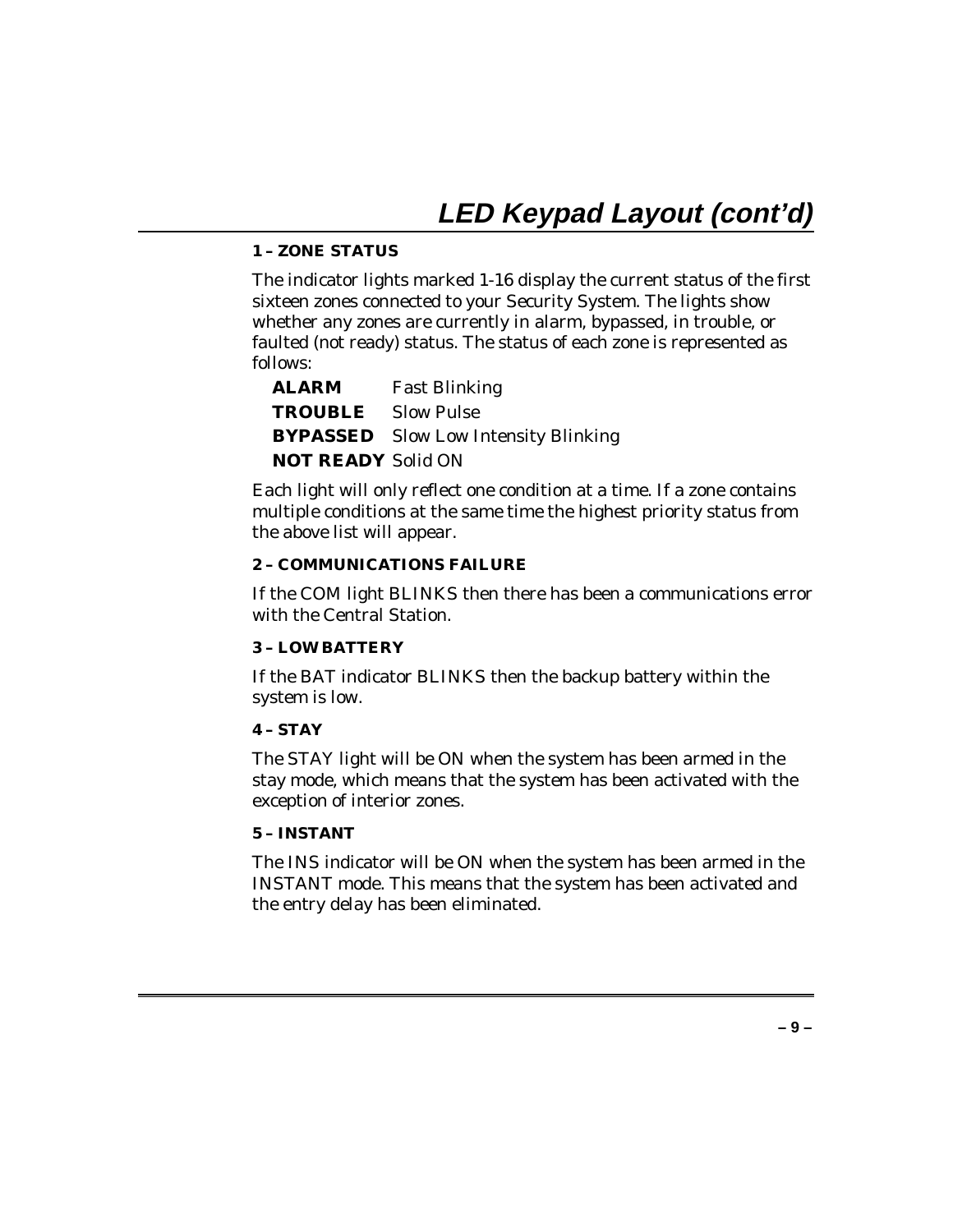## LED Keypad Layout (cont'd)

**1 – ZONE STATUS**

The indicator lights marked 1-16 display the current status of the first sixteen zones connected to your Security System. The lights show whether any zones are currently in alarm, bypassed, in trouble, or faulted (not ready) status. The status of each zone is represented as follows:

**ALARM** Fast Blinking
**TROUBLE** Slow Pulse
**BYPASSED** Slow Low Intensity Blinking
**NOT READY** Solid ON

Each light will only reflect one condition at a time. If a zone contains multiple conditions at the same time the highest priority status from the above list will appear.

**2 – COMMUNICATIONS FAILURE**

If the COM light BLINKS then there has been a communications error with the Central Station.

**3 – LOW BATTERY**

If the BAT indicator BLINKS then the backup battery within the system is low.

**4 – STAY**

The STAY light will be ON when the system has been armed in the stay mode, which means that the system has been activated with the exception of interior zones.

**5 – INSTANT**

The INS indicator will be ON when the system has been armed in the INSTANT mode. This means that the system has been activated and the entry delay has been eliminated.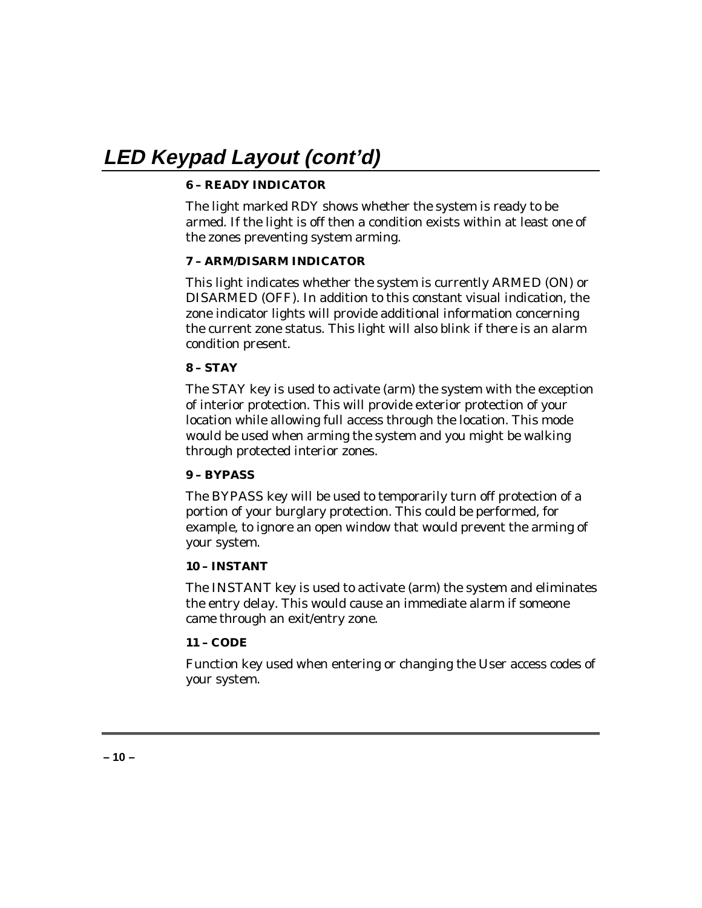## *LED Keypad Layout (cont'd)*

**6 – READY INDICATOR**

The light marked RDY shows whether the system is ready to be armed. If the light is off then a condition exists within at least one of the zones preventing system arming.

**7 – ARM/DISARM INDICATOR**

This light indicates whether the system is currently ARMED (ON) or DISARMED (OFF). In addition to this constant visual indication, the zone indicator lights will provide additional information concerning the current zone status. This light will also blink if there is an alarm condition present.

**8 – STAY**

The STAY key is used to activate (arm) the system with the exception of interior protection. This will provide exterior protection of your location while allowing full access through the location. This mode would be used when arming the system and you might be walking through protected interior zones.

**9 – BYPASS**

The BYPASS key will be used to temporarily turn off protection of a portion of your burglary protection. This could be performed, for example, to ignore an open window that would prevent the arming of your system.

**10 – INSTANT**

The INSTANT key is used to activate (arm) the system and eliminates the entry delay. This would cause an immediate alarm if someone came through an exit/entry zone.

**11 – CODE**

Function key used when entering or changing the User access codes of your system.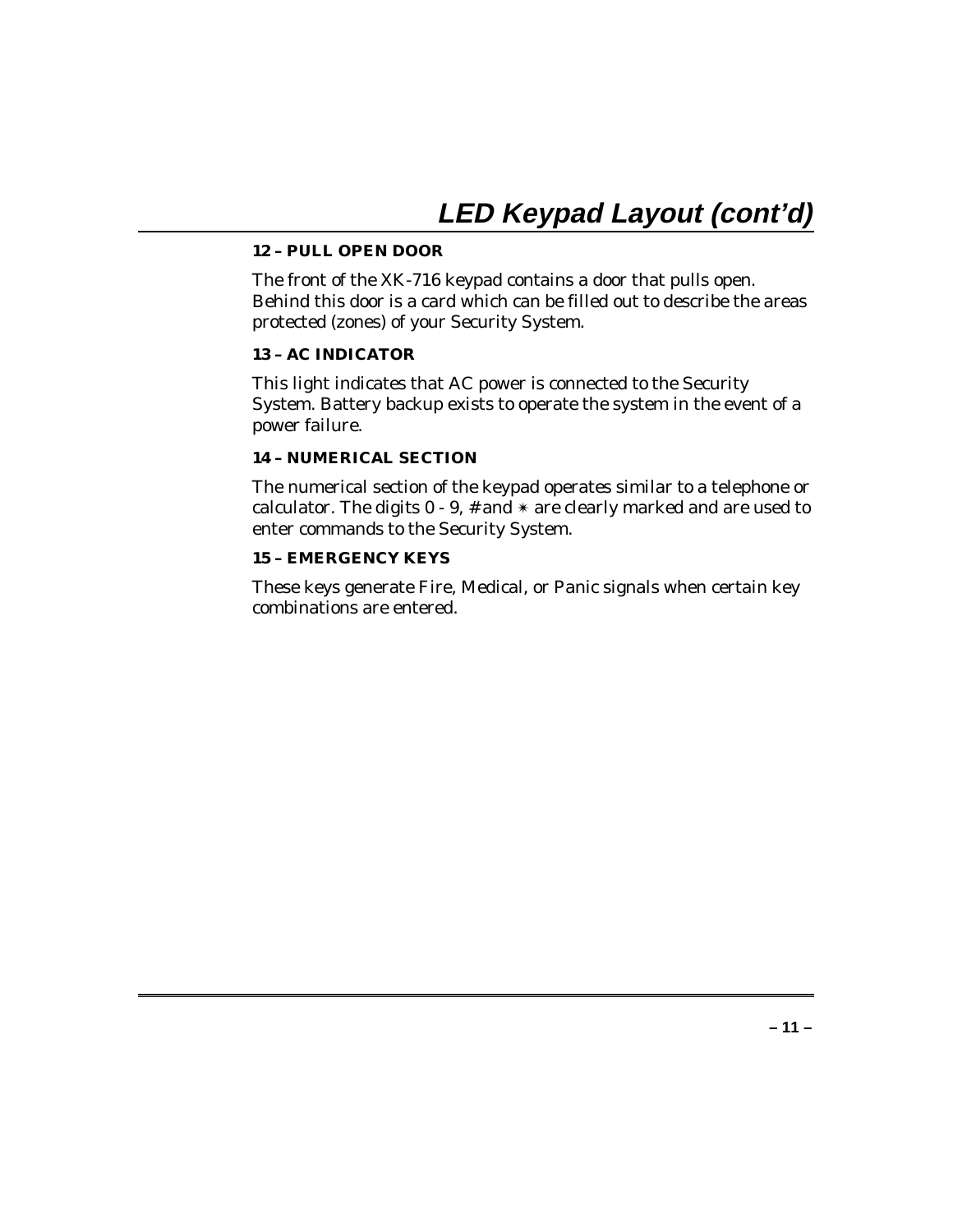# LED Keypad Layout (cont'd)

### 12 – PULL OPEN DOOR

The front of the XK-716 keypad contains a door that pulls open. Behind this door is a card which can be filled out to describe the areas protected (zones) of your Security System.

### 13 – AC INDICATOR

This light indicates that AC power is connected to the Security System. Battery backup exists to operate the system in the event of a power failure.

### 14 – NUMERICAL SECTION

The numerical section of the keypad operates similar to a telephone or calculator. The digits 0 - 9, # and ✱ are clearly marked and are used to enter commands to the Security System.

### 15 – EMERGENCY KEYS

These keys generate Fire, Medical, or Panic signals when certain key combinations are entered.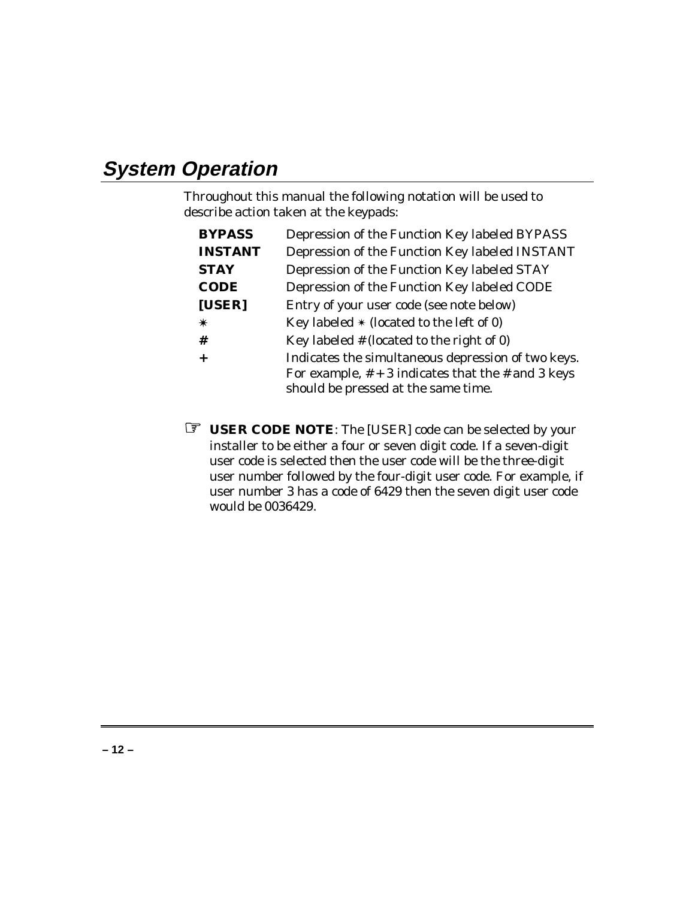# System Operation

Throughout this manual the following notation will be used to describe action taken at the keypads:

| | |
|---|---|
| **BYPASS** | Depression of the Function Key labeled BYPASS |
| **INSTANT** | Depression of the Function Key labeled INSTANT |
| **STAY** | Depression of the Function Key labeled STAY |
| **CODE** | Depression of the Function Key labeled CODE |
| **[USER]** | Entry of your user code (see note below) |
| ✴ | Key labeled ✴ (located to the left of 0) |
| **#** | Key labeled # (located to the right of 0) |
| **+** | Indicates the simultaneous depression of two keys. For example, # + 3 indicates that the # and 3 keys should be pressed at the same time. |

☞ **USER CODE NOTE**: The [USER] code can be selected by your installer to be either a four or seven digit code. If a seven-digit user code is selected then the user code will be the three-digit user number followed by the four-digit user code. For example, if user number 3 has a code of 6429 then the seven digit user code would be 0036429.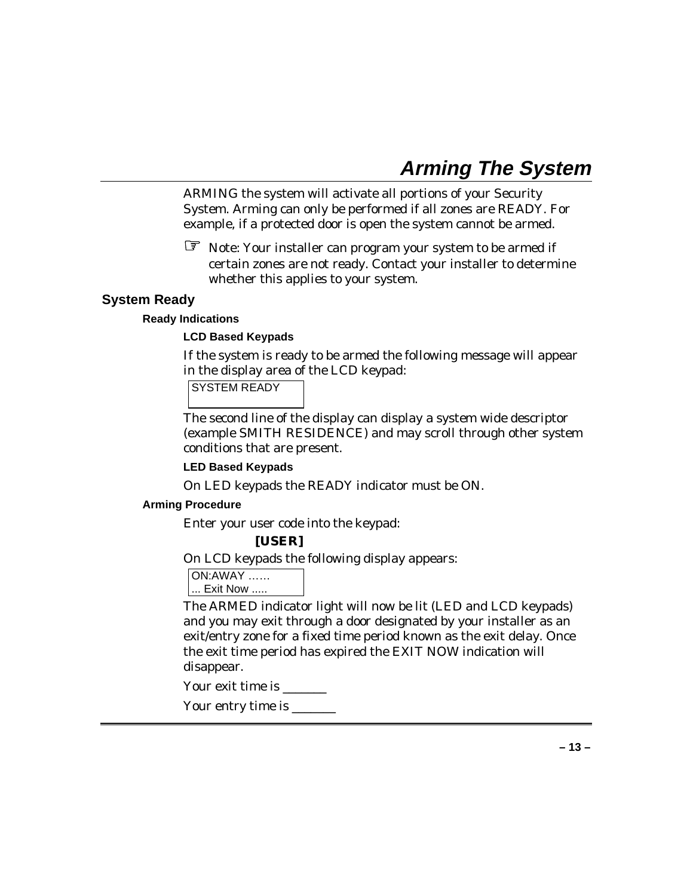# Arming The System

ARMING the system will activate all portions of your Security System. Arming can only be performed if all zones are READY. For example, if a protected door is open the system cannot be armed.

☞ Note: Your installer can program your system to be armed if certain zones are not ready. Contact your installer to determine whether this applies to your system.

## System Ready

### Ready Indications

#### LCD Based Keypads

If the system is ready to be armed the following message will appear in the display area of the LCD keypad:

```
SYSTEM READY

```

The second line of the display can display a system wide descriptor (example SMITH RESIDENCE) and may scroll through other system conditions that are present.

#### LED Based Keypads

On LED keypads the READY indicator must be ON.

### Arming Procedure

Enter your user code into the keypad:

**[USER]**

On LCD keypads the following display appears:

```
ON:AWAY ……
... Exit Now .....
```

The ARMED indicator light will now be lit (LED and LCD keypads) and you may exit through a door designated by your installer as an exit/entry zone for a fixed time period known as the exit delay. Once the exit time period has expired the EXIT NOW indication will disappear.

Your exit time is _______

Your entry time is _______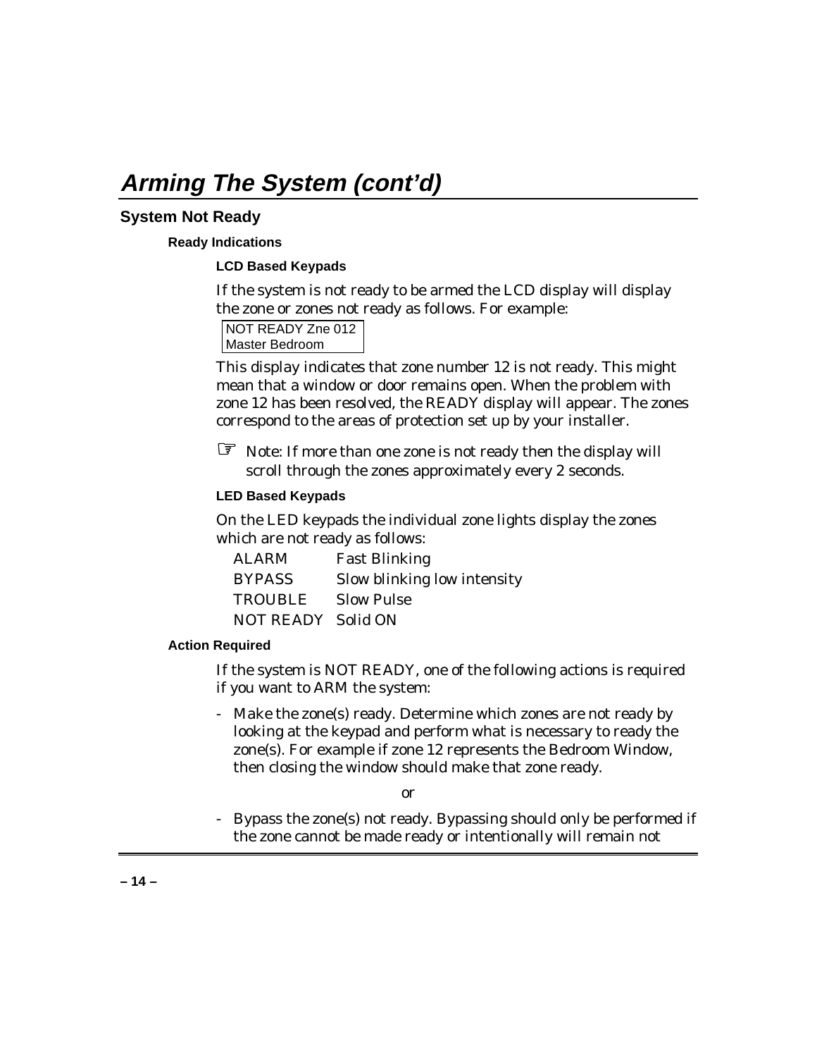# Arming The System (cont'd)

## System Not Ready

### Ready Indications

#### LCD Based Keypads

If the system is not ready to be armed the LCD display will display the zone or zones not ready as follows. For example:

```
NOT READY Zne 012
Master Bedroom
```

This display indicates that zone number 12 is not ready. This might mean that a window or door remains open. When the problem with zone 12 has been resolved, the READY display will appear. The zones correspond to the areas of protection set up by your installer.

☞ Note: If more than one zone is not ready then the display will scroll through the zones approximately every 2 seconds.

#### LED Based Keypads

On the LED keypads the individual zone lights display the zones which are not ready as follows:

| | |
|---|---|
| ALARM | Fast Blinking |
| BYPASS | Slow blinking low intensity |
| TROUBLE | Slow Pulse |
| NOT READY | Solid ON |

### Action Required

If the system is NOT READY, one of the following actions is required if you want to ARM the system:

- Make the zone(s) ready. Determine which zones are not ready by looking at the keypad and perform what is necessary to ready the zone(s). For example if zone 12 represents the Bedroom Window, then closing the window should make that zone ready.

or

- Bypass the zone(s) not ready. Bypassing should only be performed if the zone cannot be made ready or intentionally will remain not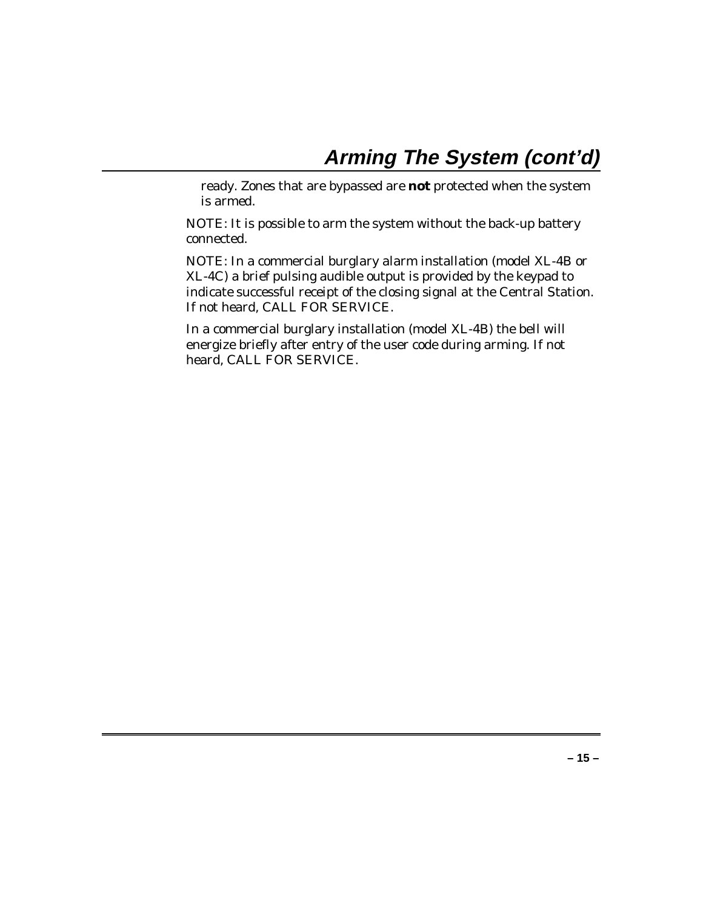# Arming The System (cont'd)

ready. Zones that are bypassed are **not** protected when the system is armed.

NOTE: It is possible to arm the system without the back-up battery connected.

NOTE: In a commercial burglary alarm installation (model XL-4B or XL-4C) a brief pulsing audible output is provided by the keypad to indicate successful receipt of the closing signal at the Central Station. If not heard, CALL FOR SERVICE.

In a commercial burglary installation (model XL-4B) the bell will energize briefly after entry of the user code during arming. If not heard, CALL FOR SERVICE.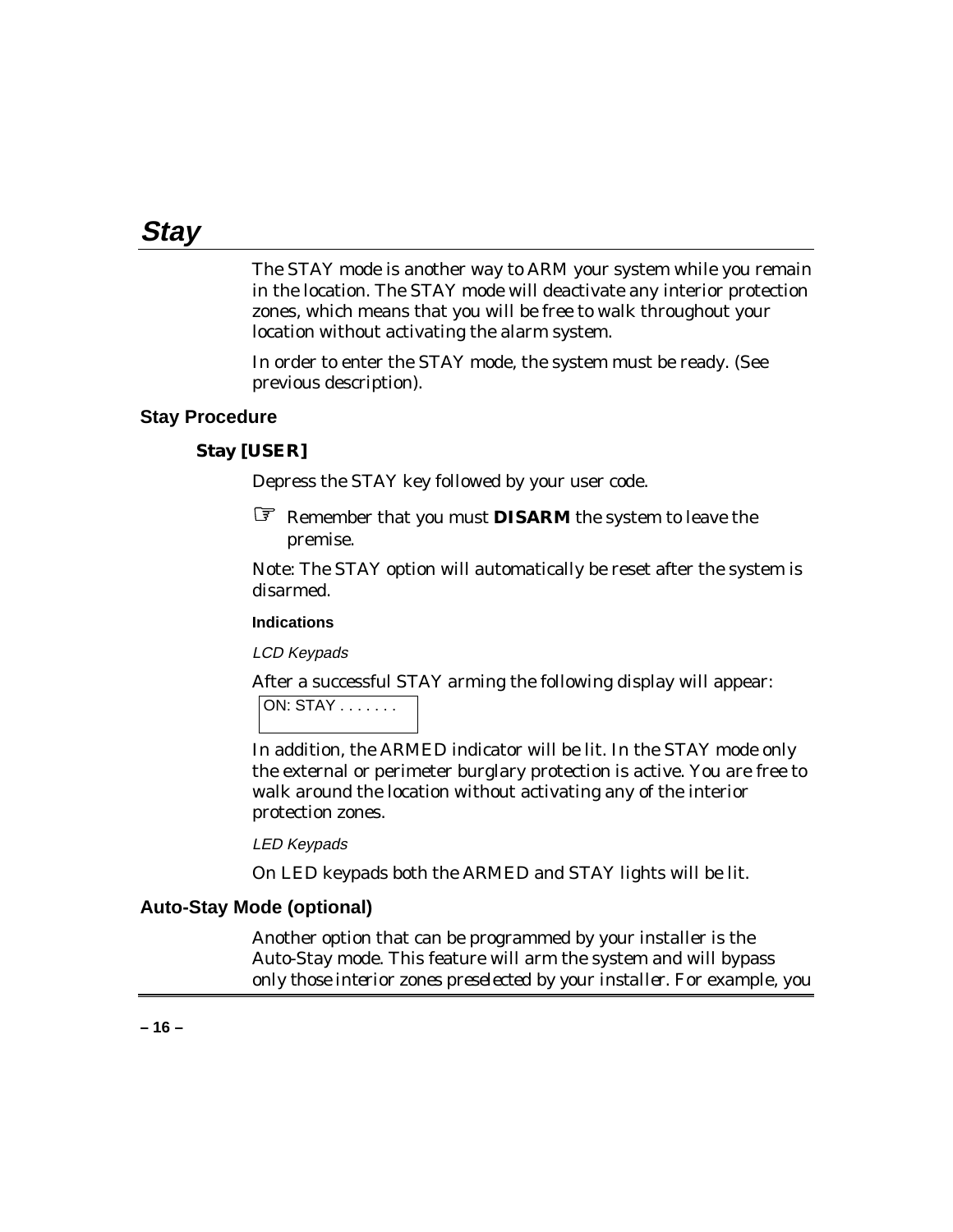# Stay

The STAY mode is another way to ARM your system while you remain in the location. The STAY mode will deactivate any interior protection zones, which means that you will be free to walk throughout your location without activating the alarm system.

In order to enter the STAY mode, the system must be ready. (See previous description).

## Stay Procedure

### Stay [USER]

Depress the STAY key followed by your user code.

☞ Remember that you must **DISARM** the system to leave the premise.

Note: The STAY option will automatically be reset after the system is disarmed.

#### Indications

*LCD Keypads*

After a successful STAY arming the following display will appear:

```
ON: STAY . . . . . . .
```

In addition, the ARMED indicator will be lit. In the STAY mode only the external or perimeter burglary protection is active. You are free to walk around the location without activating any of the interior protection zones.

*LED Keypads*

On LED keypads both the ARMED and STAY lights will be lit.

## Auto-Stay Mode (optional)

Another option that can be programmed by your installer is the Auto-Stay mode. This feature will arm the system and will bypass only those interior zones preselected by your installer. For example, you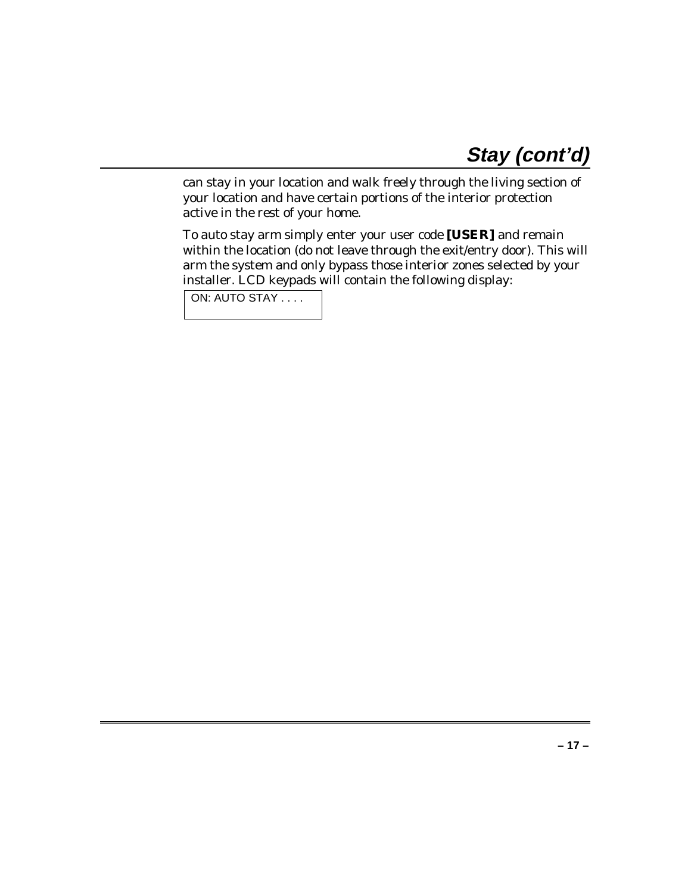## Stay (cont'd)

can stay in your location and walk freely through the living section of your location and have certain portions of the interior protection active in the rest of your home.

To auto stay arm simply enter your user code **[USER]** and remain within the location (do not leave through the exit/entry door). This will arm the system and only bypass those interior zones selected by your installer. LCD keypads will contain the following display:

```
ON: AUTO STAY . . . .
```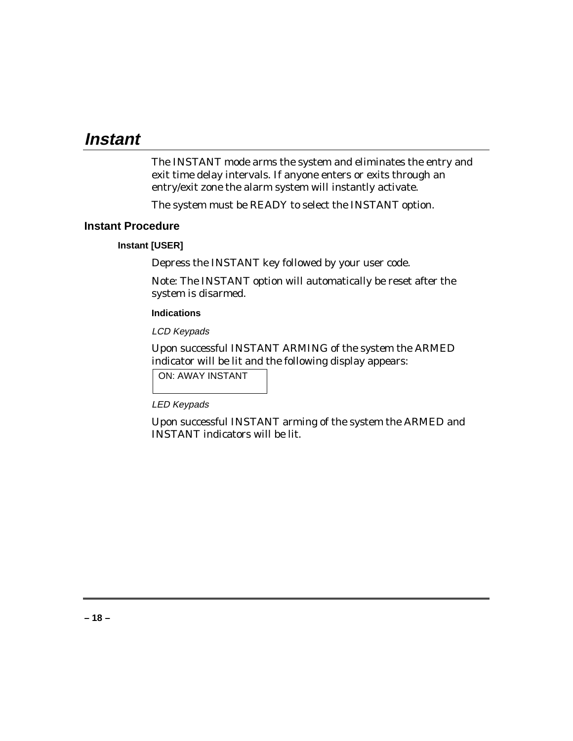# Instant

The INSTANT mode arms the system and eliminates the entry and exit time delay intervals. If anyone enters or exits through an entry/exit zone the alarm system will instantly activate.

The system must be READY to select the INSTANT option.

## Instant Procedure

### Instant [USER]

Depress the INSTANT key followed by your user code.

Note: The INSTANT option will automatically be reset after the system is disarmed.

#### Indications

*LCD Keypads*

Upon successful INSTANT ARMING of the system the ARMED indicator will be lit and the following display appears:

```
ON: AWAY INSTANT
```

*LED Keypads*

Upon successful INSTANT arming of the system the ARMED and INSTANT indicators will be lit.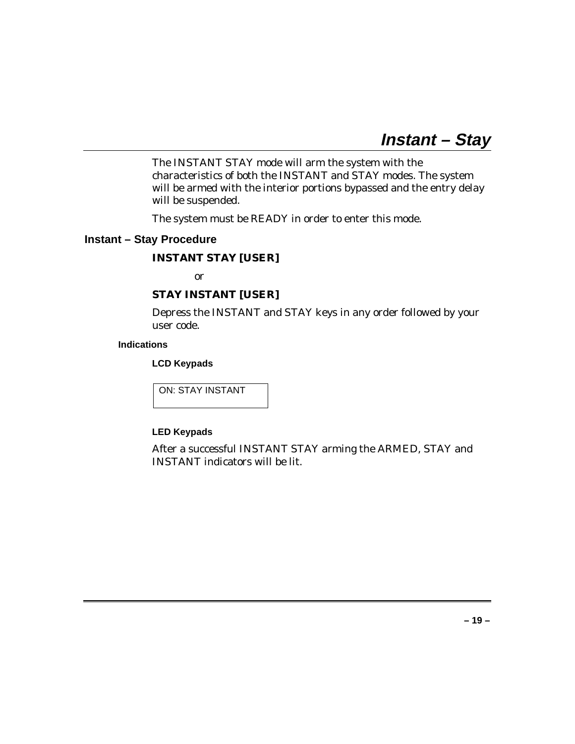# Instant – Stay

The INSTANT STAY mode will arm the system with the characteristics of both the INSTANT and STAY modes. The system will be armed with the interior portions bypassed and the entry delay will be suspended.

The system must be READY in order to enter this mode.

## Instant – Stay Procedure

**INSTANT STAY [USER]**

or

**STAY INSTANT [USER]**

Depress the INSTANT and STAY keys in any order followed by your user code.

### Indications

#### LCD Keypads

```
ON: STAY INSTANT
```

#### LED Keypads

After a successful INSTANT STAY arming the ARMED, STAY and INSTANT indicators will be lit.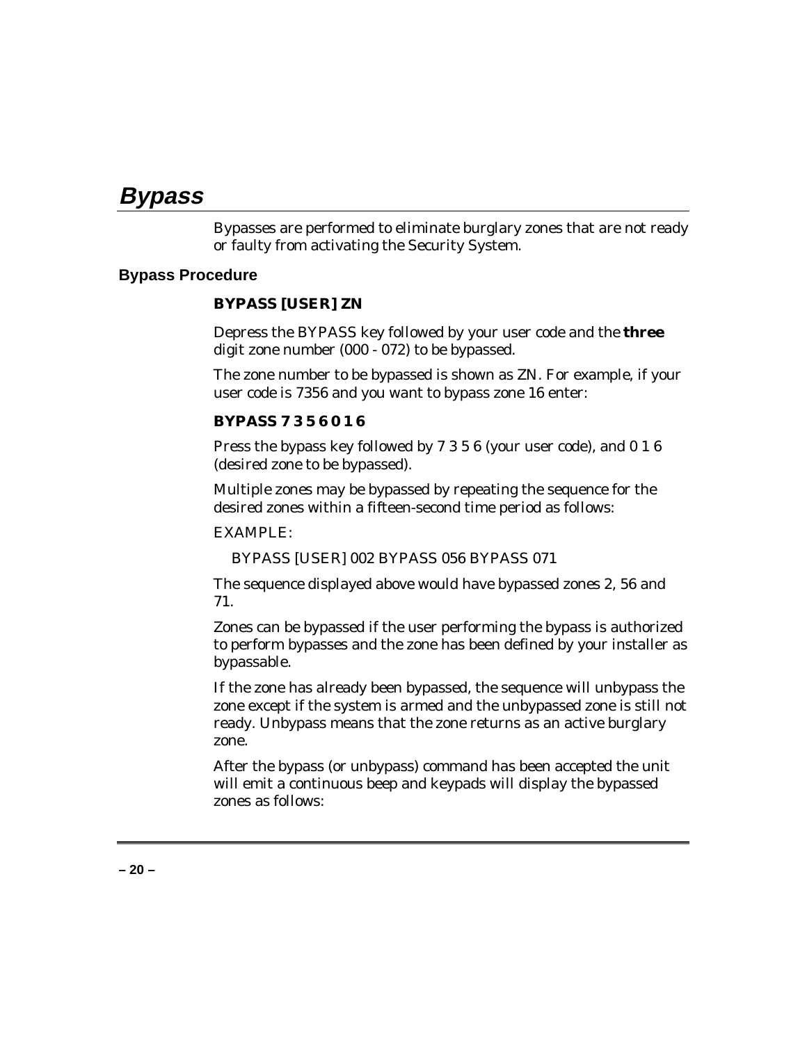# Bypass

Bypasses are performed to eliminate burglary zones that are not ready or faulty from activating the Security System.

## Bypass Procedure

**BYPASS [USER] ZN**

Depress the BYPASS key followed by your user code and the **three** digit zone number (000 - 072) to be bypassed.

The zone number to be bypassed is shown as ZN. For example, if your user code is 7356 and you want to bypass zone 16 enter:

**BYPASS 7 3 5 6 0 1 6**

Press the bypass key followed by 7 3 5 6 (your user code), and 0 1 6 (desired zone to be bypassed).

Multiple zones may be bypassed by repeating the sequence for the desired zones within a fifteen-second time period as follows:

EXAMPLE:

BYPASS [USER] 002 BYPASS 056 BYPASS 071

The sequence displayed above would have bypassed zones 2, 56 and 71.

Zones can be bypassed if the user performing the bypass is authorized to perform bypasses and the zone has been defined by your installer as bypassable.

If the zone has already been bypassed, the sequence will unbypass the zone except if the system is armed and the unbypassed zone is still not ready. Unbypass means that the zone returns as an active burglary zone.

After the bypass (or unbypass) command has been accepted the unit will emit a continuous beep and keypads will display the bypassed zones as follows: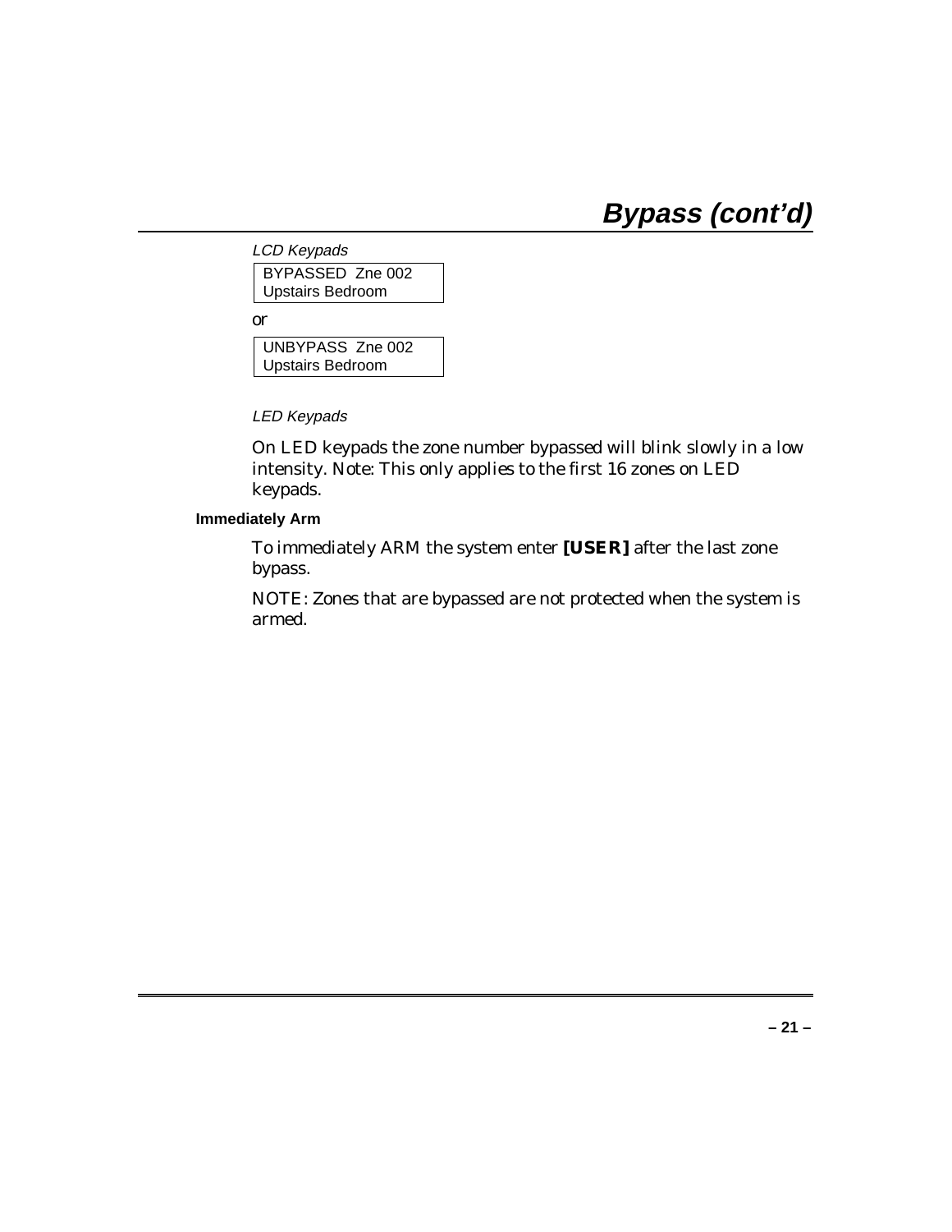# Bypass (cont'd)

*LCD Keypads*

```
BYPASSED  Zne 002
Upstairs Bedroom
```

or

```
UNBYPASS  Zne 002
Upstairs Bedroom
```

*LED Keypads*

On LED keypads the zone number bypassed will blink slowly in a low intensity. Note: This only applies to the first 16 zones on LED keypads.

**Immediately Arm**

To immediately ARM the system enter **[USER]** after the last zone bypass.

NOTE: Zones that are bypassed are not protected when the system is armed.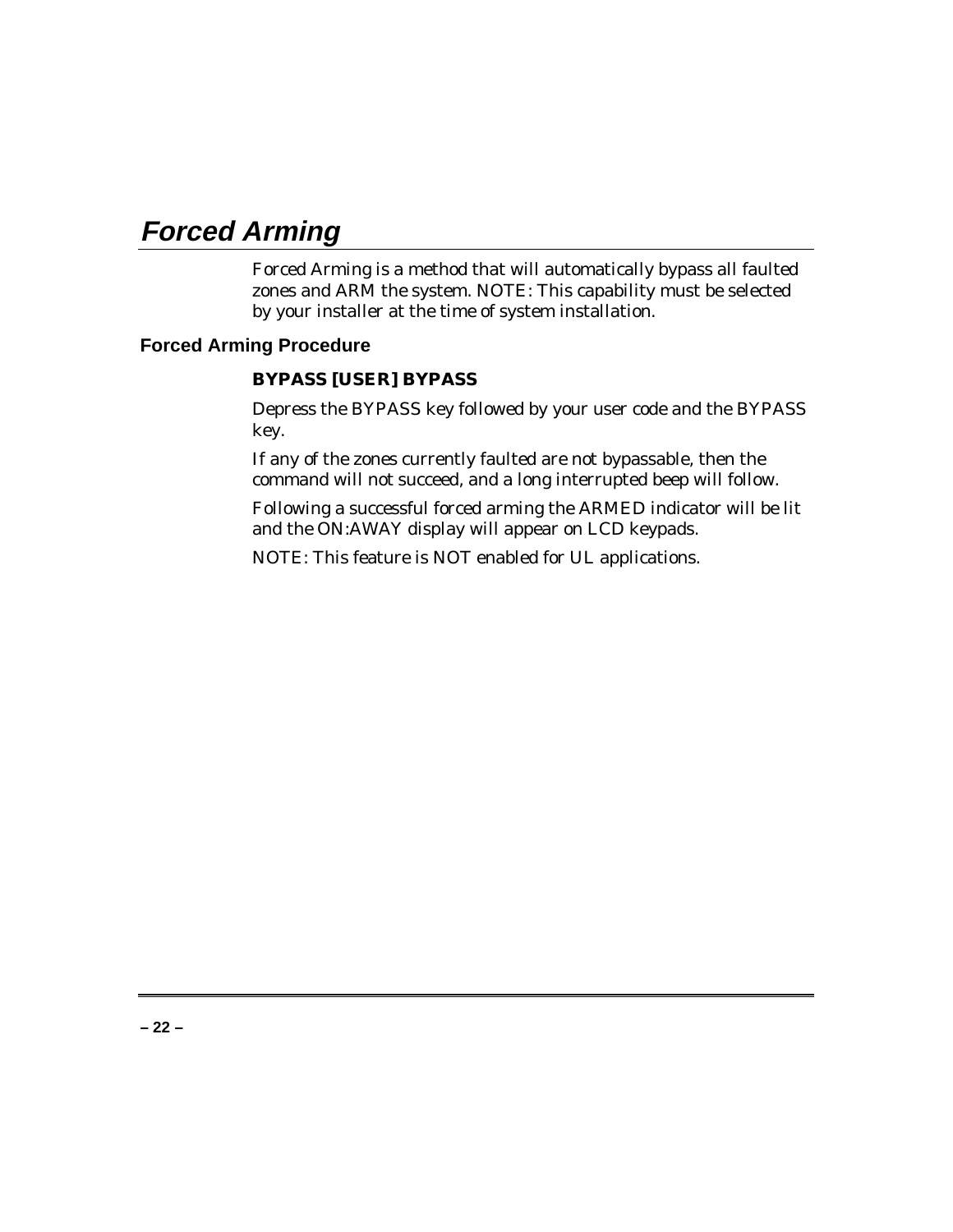# Forced Arming

Forced Arming is a method that will automatically bypass all faulted zones and ARM the system. NOTE: This capability must be selected by your installer at the time of system installation.

## Forced Arming Procedure

**BYPASS [USER] BYPASS**

Depress the BYPASS key followed by your user code and the BYPASS key.

If any of the zones currently faulted are not bypassable, then the command will not succeed, and a long interrupted beep will follow.

Following a successful forced arming the ARMED indicator will be lit and the ON:AWAY display will appear on LCD keypads.

NOTE: This feature is NOT enabled for UL applications.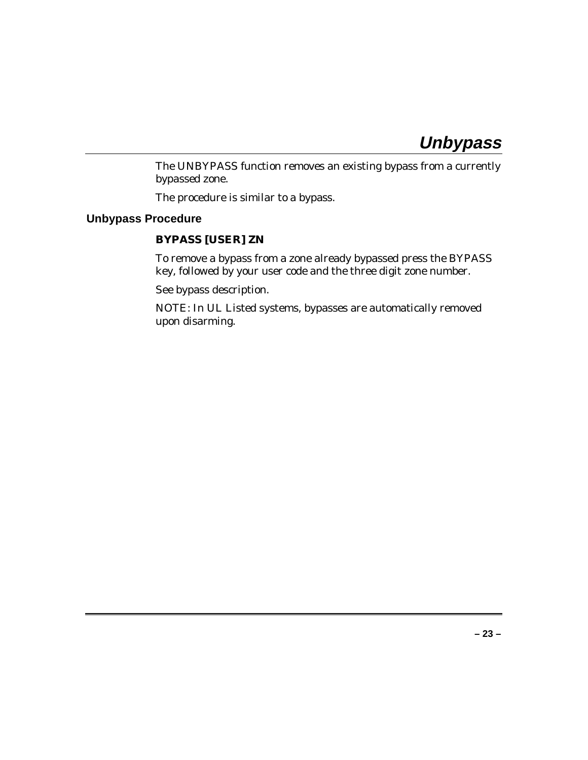# *Unbypass*

The UNBYPASS function removes an existing bypass from a currently bypassed zone.

The procedure is similar to a bypass.

## Unbypass Procedure

**BYPASS [USER] ZN**

To remove a bypass from a zone already bypassed press the BYPASS key, followed by your user code and the three digit zone number.

See bypass description.

NOTE: In UL Listed systems, bypasses are automatically removed upon disarming.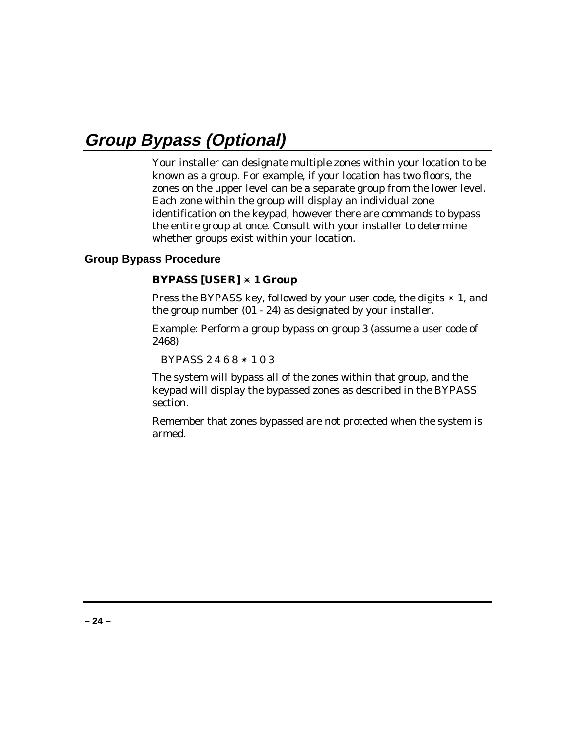# Group Bypass (Optional)

Your installer can designate multiple zones within your location to be known as a group. For example, if your location has two floors, the zones on the upper level can be a separate group from the lower level. Each zone within the group will display an individual zone identification on the keypad, however there are commands to bypass the entire group at once. Consult with your installer to determine whether groups exist within your location.

## Group Bypass Procedure

**BYPASS [USER] ✴ 1 Group**

Press the BYPASS key, followed by your user code, the digits ✴ 1, and the group number (01 - 24) as designated by your installer.

Example: Perform a group bypass on group 3 (assume a user code of 2468)

BYPASS 2 4 6 8 ✴ 1 0 3

The system will bypass all of the zones within that group, and the keypad will display the bypassed zones as described in the BYPASS section.

Remember that zones bypassed are not protected when the system is armed.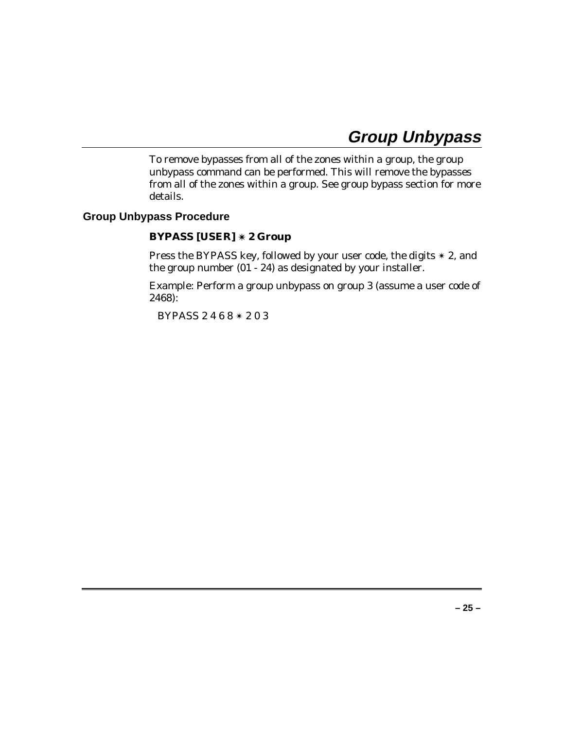# Group Unbypass

To remove bypasses from all of the zones within a group, the group unbypass command can be performed. This will remove the bypasses from all of the zones within a group. See group bypass section for more details.

## Group Unbypass Procedure

**BYPASS [USER] ✳ 2 Group**

Press the BYPASS key, followed by your user code, the digits ✳ 2, and the group number (01 - 24) as designated by your installer.

Example: Perform a group unbypass on group 3 (assume a user code of 2468):

BYPASS 2 4 6 8 ✳ 2 0 3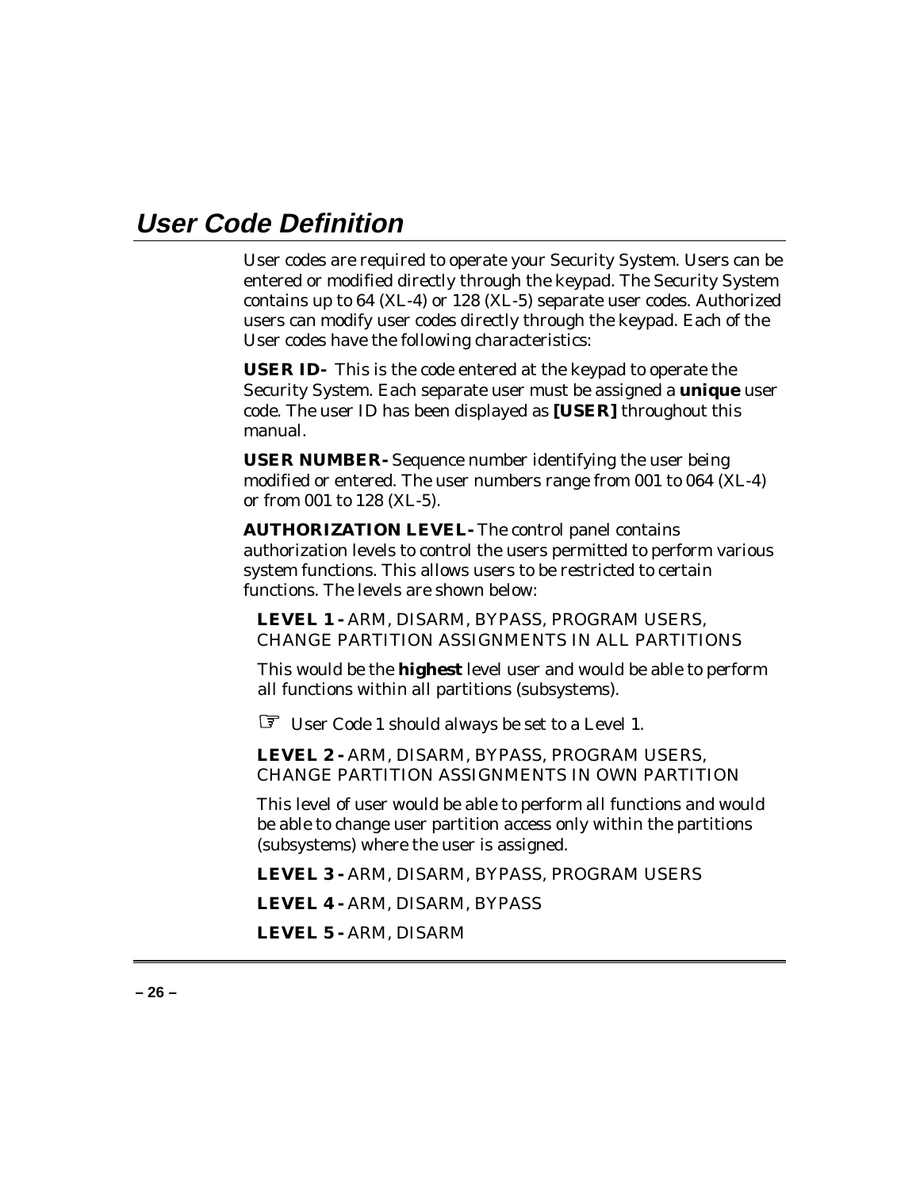# User Code Definition

User codes are required to operate your Security System. Users can be entered or modified directly through the keypad. The Security System contains up to 64 (XL-4) or 128 (XL-5) separate user codes. Authorized users can modify user codes directly through the keypad. Each of the User codes have the following characteristics:

**USER ID-** This is the code entered at the keypad to operate the Security System. Each separate user must be assigned a **unique** user code. The user ID has been displayed as **[USER]** throughout this manual.

**USER NUMBER-** Sequence number identifying the user being modified or entered. The user numbers range from 001 to 064 (XL-4) or from 001 to 128 (XL-5).

**AUTHORIZATION LEVEL-** The control panel contains authorization levels to control the users permitted to perform various system functions. This allows users to be restricted to certain functions. The levels are shown below:

**LEVEL 1 -** ARM, DISARM, BYPASS, PROGRAM USERS, CHANGE PARTITION ASSIGNMENTS IN ALL PARTITIONS

This would be the **highest** level user and would be able to perform all functions within all partitions (subsystems).

☞ User Code 1 should always be set to a Level 1.

**LEVEL 2 -** ARM, DISARM, BYPASS, PROGRAM USERS, CHANGE PARTITION ASSIGNMENTS IN OWN PARTITION

This level of user would be able to perform all functions and would be able to change user partition access only within the partitions (subsystems) where the user is assigned.

**LEVEL 3 -** ARM, DISARM, BYPASS, PROGRAM USERS

**LEVEL 4 -** ARM, DISARM, BYPASS

**LEVEL 5 -** ARM, DISARM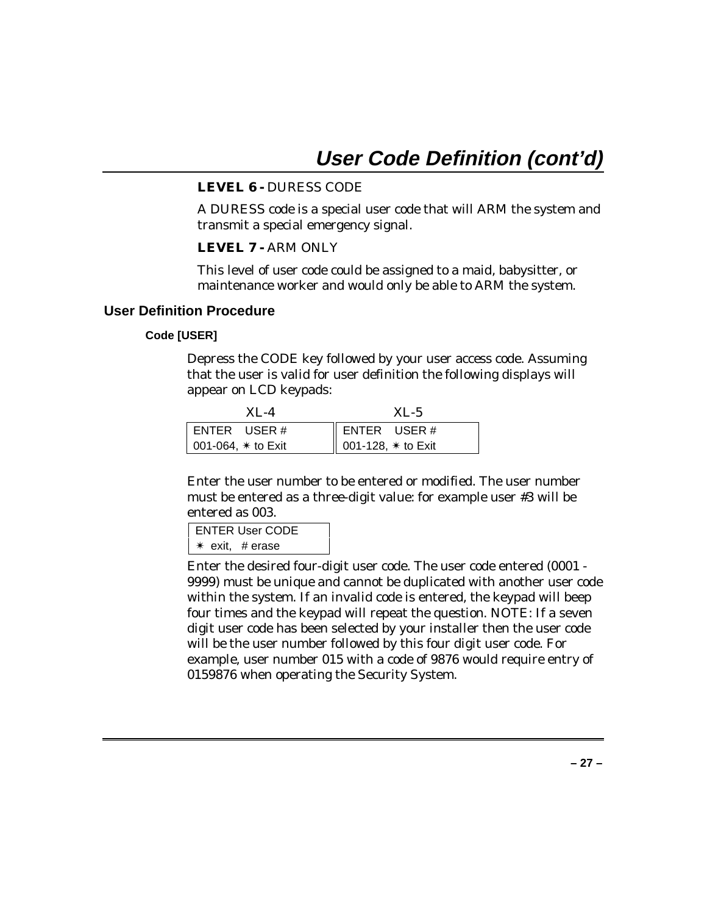# User Code Definition (cont'd)

**LEVEL 6 -** DURESS CODE

A DURESS code is a special user code that will ARM the system and transmit a special emergency signal.

**LEVEL 7 -** ARM ONLY

This level of user code could be assigned to a maid, babysitter, or maintenance worker and would only be able to ARM the system.

## User Definition Procedure

### Code [USER]

Depress the CODE key followed by your user access code. Assuming that the user is valid for user definition the following displays will appear on LCD keypads:

| XL-4 | XL-5 |
|---|---|
| ENTER USER #<br>001-064, ✳ to Exit | ENTER USER #<br>001-128, ✳ to Exit |

Enter the user number to be entered or modified. The user number must be entered as a three-digit value: for example user #3 will be entered as 003.

| ENTER User CODE |
|---|
| ✳ exit, # erase |

Enter the desired four-digit user code. The user code entered (0001 - 9999) must be unique and cannot be duplicated with another user code within the system. If an invalid code is entered, the keypad will beep four times and the keypad will repeat the question. NOTE: If a seven digit user code has been selected by your installer then the user code will be the user number followed by this four digit user code. For example, user number 015 with a code of 9876 would require entry of 0159876 when operating the Security System.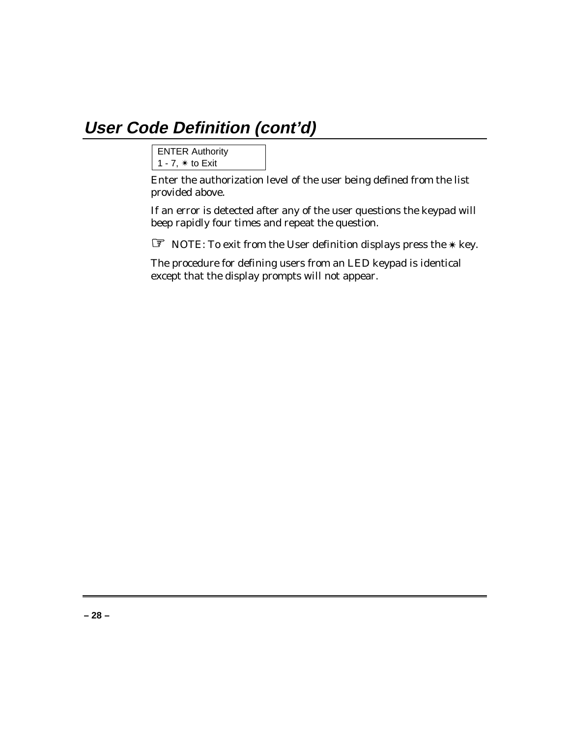## User Code Definition (cont'd)

```
ENTER Authority
1 - 7, ✳ to Exit
```

Enter the authorization level of the user being defined from the list provided above.

If an error is detected after any of the user questions the keypad will beep rapidly four times and repeat the question.

☞ NOTE: To exit from the User definition displays press the ✳ key.

The procedure for defining users from an LED keypad is identical except that the display prompts will not appear.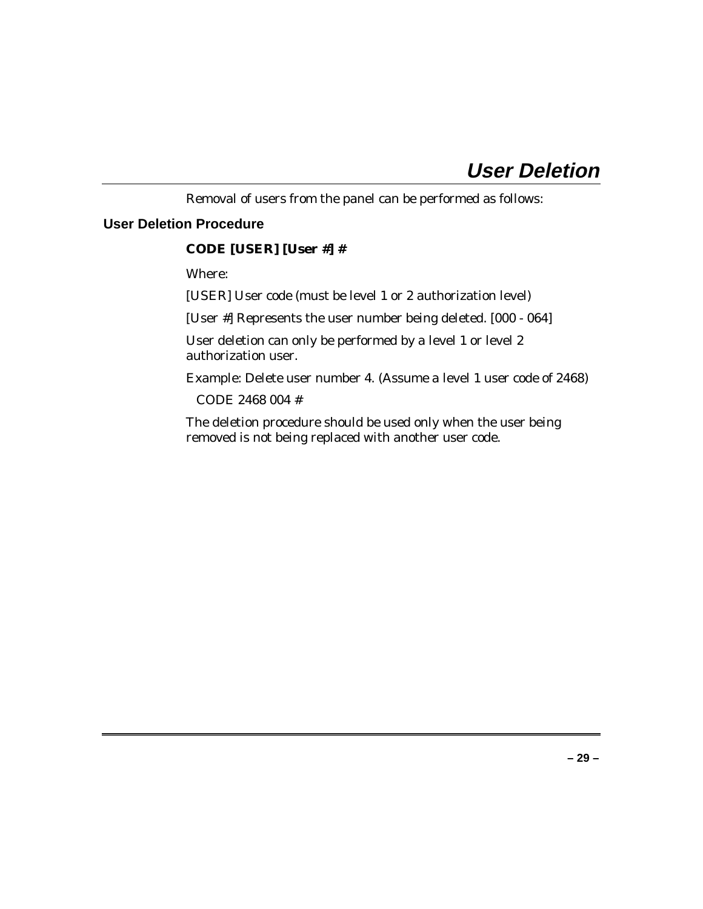# User Deletion

Removal of users from the panel can be performed as follows:

## User Deletion Procedure

**CODE [USER] [User #] #**

Where:

[USER] User code (must be level 1 or 2 authorization level)

[User #] Represents the user number being deleted. [000 - 064]

User deletion can only be performed by a level 1 or level 2 authorization user.

Example: Delete user number 4. (Assume a level 1 user code of 2468)

CODE 2468 004 #

The deletion procedure should be used only when the user being removed is not being replaced with another user code.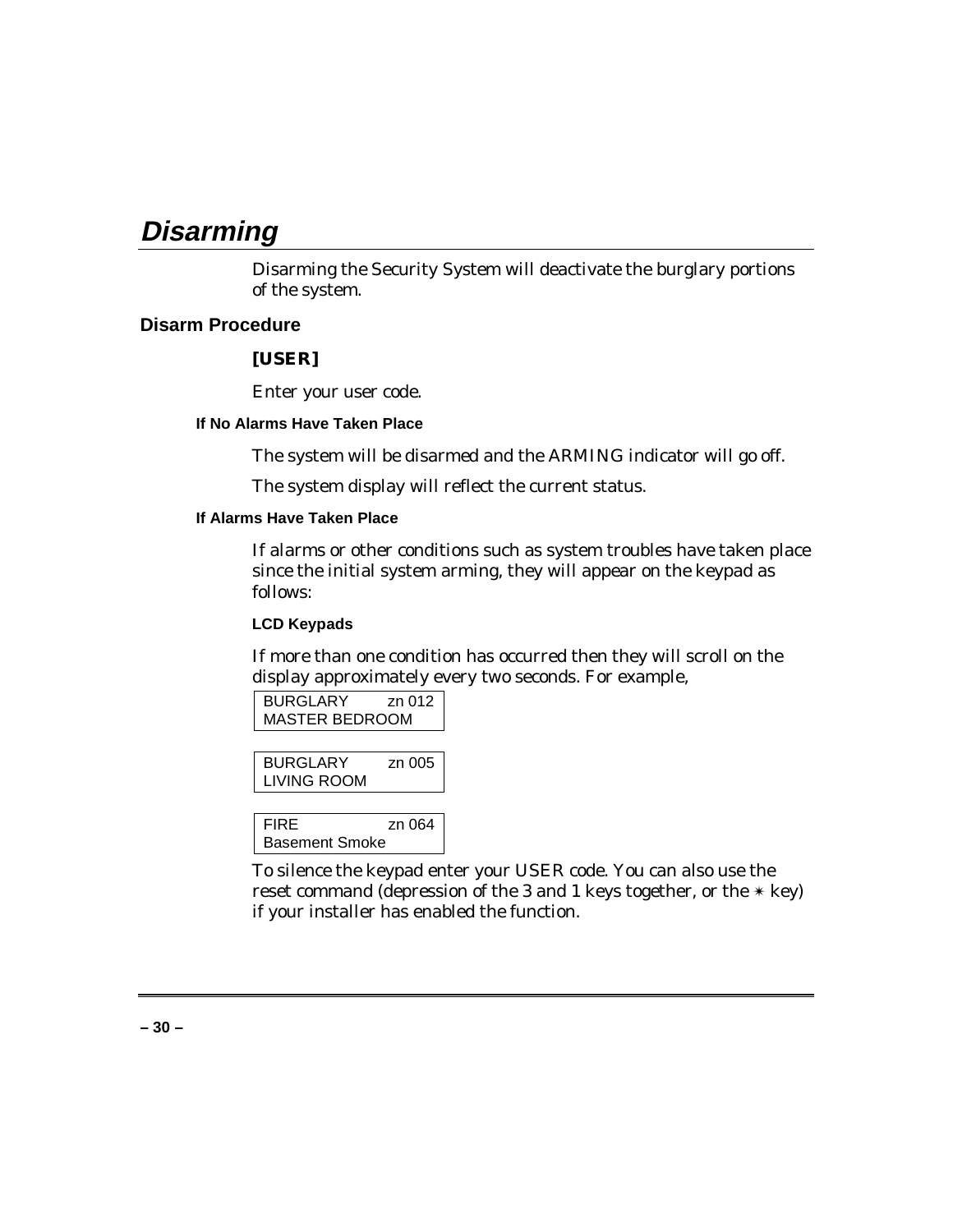# Disarming

Disarming the Security System will deactivate the burglary portions of the system.

## Disarm Procedure

**[USER]**

Enter your user code.

### If No Alarms Have Taken Place

The system will be disarmed and the ARMING indicator will go off.

The system display will reflect the current status.

### If Alarms Have Taken Place

If alarms or other conditions such as system troubles have taken place since the initial system arming, they will appear on the keypad as follows:

#### LCD Keypads

If more than one condition has occurred then they will scroll on the display approximately every two seconds. For example,

```
BURGLARY      zn 012
MASTER BEDROOM
```

```
BURGLARY      zn 005
LIVING ROOM
```

```
FIRE          zn 064
Basement Smoke
```

To silence the keypad enter your USER code. You can also use the reset command (depression of the 3 and 1 keys together, or the ✶ key) if your installer has enabled the function.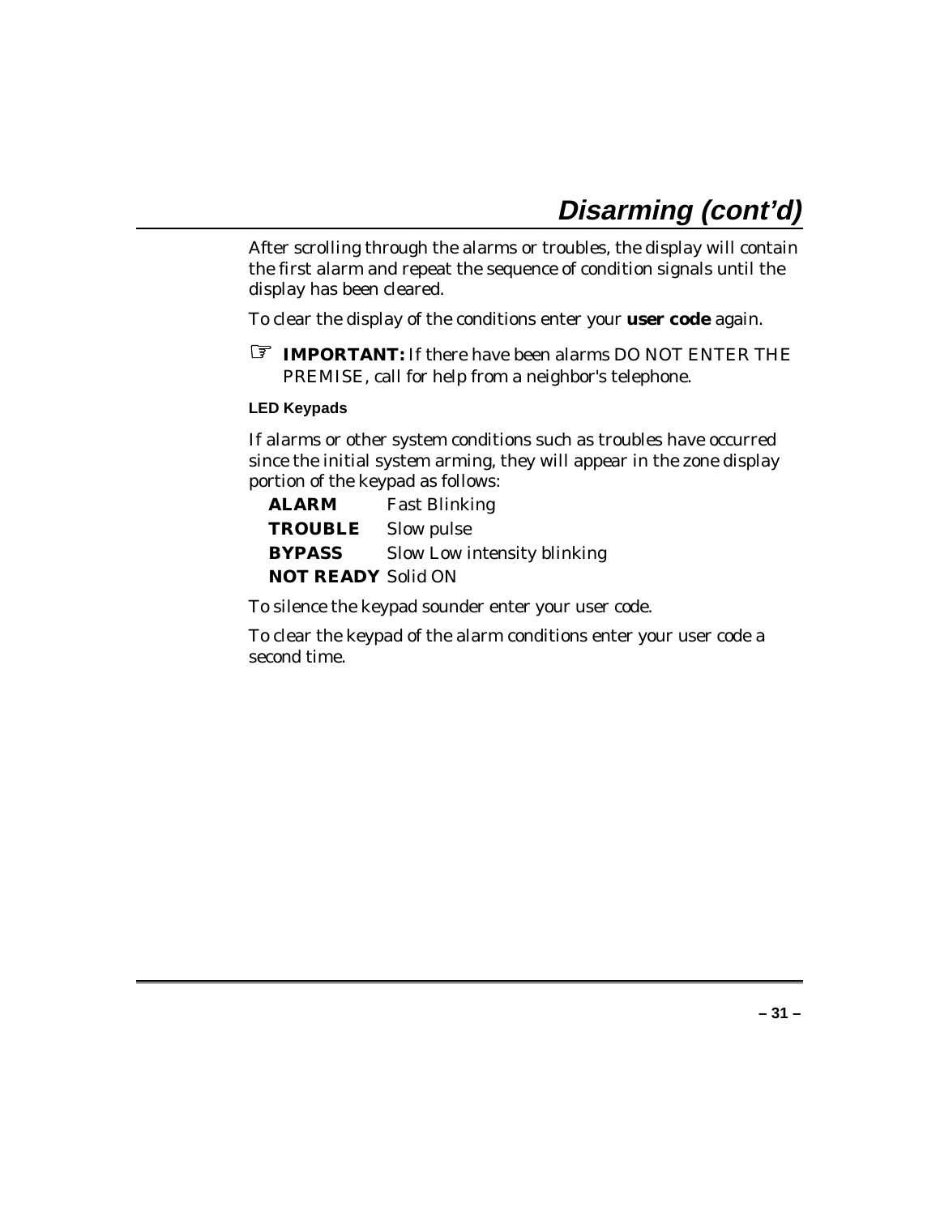# Disarming (cont'd)

After scrolling through the alarms or troubles, the display will contain the first alarm and repeat the sequence of condition signals until the display has been cleared.

To clear the display of the conditions enter your **user code** again.

☞ **IMPORTANT:** If there have been alarms DO NOT ENTER THE PREMISE, call for help from a neighbor's telephone.

### LED Keypads

If alarms or other system conditions such as troubles have occurred since the initial system arming, they will appear in the zone display portion of the keypad as follows:

| | |
|---|---|
| **ALARM** | Fast Blinking |
| **TROUBLE** | Slow pulse |
| **BYPASS** | Slow Low intensity blinking |
| **NOT READY** | Solid ON |

To silence the keypad sounder enter your user code.

To clear the keypad of the alarm conditions enter your user code a second time.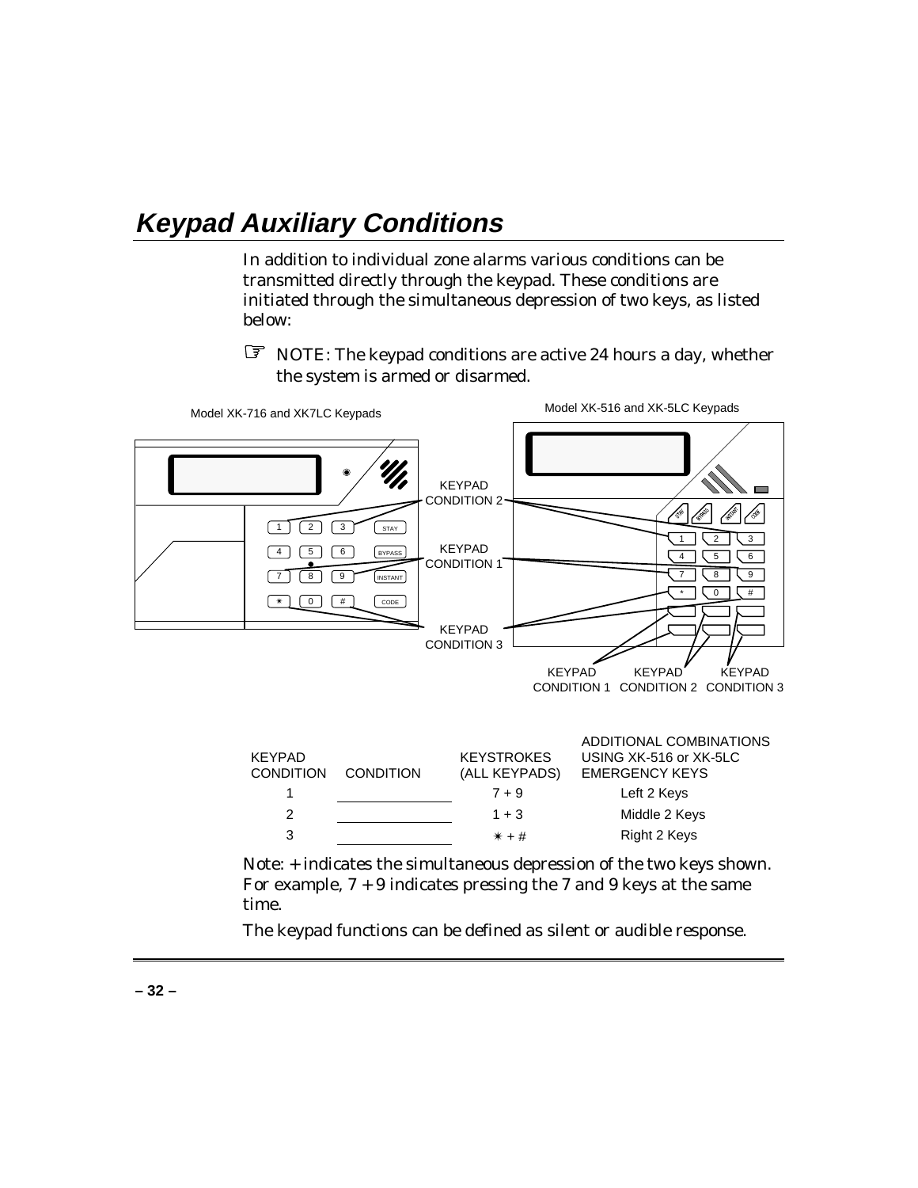# Keypad Auxiliary Conditions

In addition to individual zone alarms various conditions can be transmitted directly through the keypad. These conditions are initiated through the simultaneous depression of two keys, as listed below:

☞ NOTE: The keypad conditions are active 24 hours a day, whether the system is armed or disarmed.

Model XK-716 and XK7LC Keypads

Model XK-516 and XK-5LC Keypads

KEYPAD CONDITION 2

KEYPAD CONDITION 1

KEYPAD CONDITION 3

KEYPAD CONDITION 1 KEYPAD CONDITION 2 KEYPAD CONDITION 3

| KEYPAD CONDITION | CONDITION | KEYSTROKES (ALL KEYPADS) | ADDITIONAL COMBINATIONS USING XK-516 or XK-5LC EMERGENCY KEYS |
|---|---|---|---|
| 1 | ______________ | 7 + 9 | Left 2 Keys |
| 2 | ______________ | 1 + 3 | Middle 2 Keys |
| 3 | ______________ | ✷ + # | Right 2 Keys |

Note: + indicates the simultaneous depression of the two keys shown. For example, 7 + 9 indicates pressing the 7 and 9 keys at the same time.

The keypad functions can be defined as silent or audible response.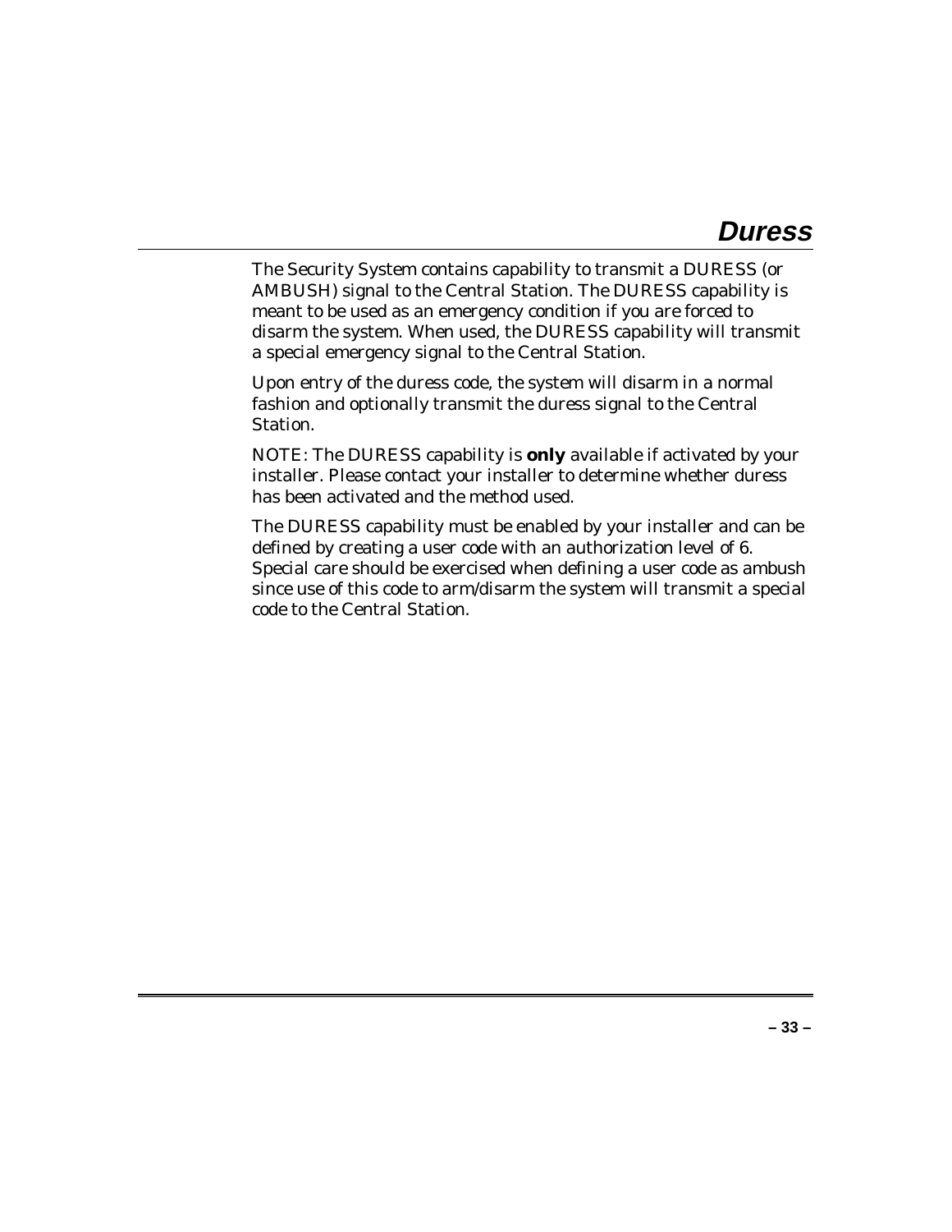# Duress

The Security System contains capability to transmit a DURESS (or AMBUSH) signal to the Central Station. The DURESS capability is meant to be used as an emergency condition if you are forced to disarm the system. When used, the DURESS capability will transmit a special emergency signal to the Central Station.

Upon entry of the duress code, the system will disarm in a normal fashion and optionally transmit the duress signal to the Central Station.

NOTE: The DURESS capability is **only** available if activated by your installer. Please contact your installer to determine whether duress has been activated and the method used.

The DURESS capability must be enabled by your installer and can be defined by creating a user code with an authorization level of 6. Special care should be exercised when defining a user code as ambush since use of this code to arm/disarm the system will transmit a special code to the Central Station.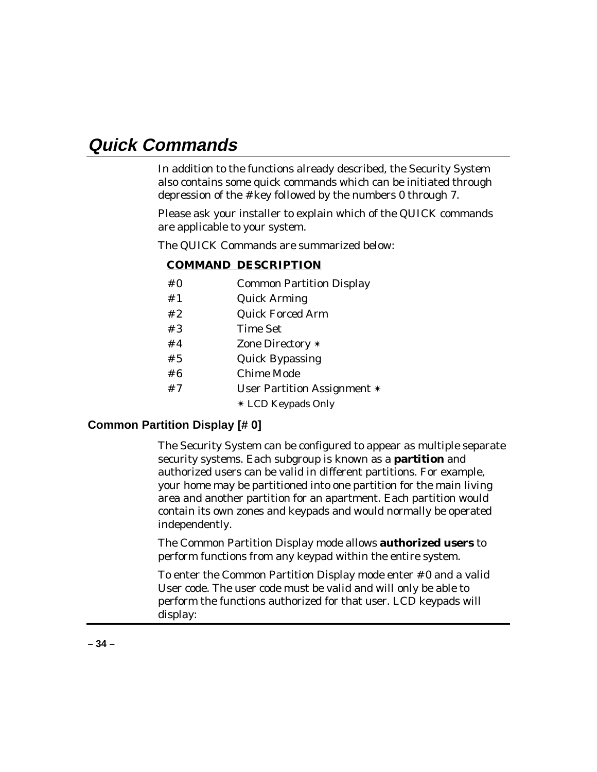# Quick Commands

In addition to the functions already described, the Security System also contains some quick commands which can be initiated through depression of the # key followed by the numbers 0 through 7.

Please ask your installer to explain which of the QUICK commands are applicable to your system.

The QUICK Commands are summarized below:

| COMMAND | DESCRIPTION |
|---|---|
| # 0 | Common Partition Display |
| # 1 | Quick Arming |
| # 2 | Quick Forced Arm |
| # 3 | Time Set |
| # 4 | Zone Directory ✶ |
| # 5 | Quick Bypassing |
| # 6 | Chime Mode |
| # 7 | User Partition Assignment ✶ |
| | ✶ LCD Keypads Only |

## Common Partition Display [# 0]

The Security System can be configured to appear as multiple separate security systems. Each subgroup is known as a **partition** and authorized users can be valid in different partitions. For example, your home may be partitioned into one partition for the main living area and another partition for an apartment. Each partition would contain its own zones and keypads and would normally be operated independently.

The Common Partition Display mode allows **authorized users** to perform functions from any keypad within the entire system.

To enter the Common Partition Display mode enter # 0 and a valid User code. The user code must be valid and will only be able to perform the functions authorized for that user. LCD keypads will display: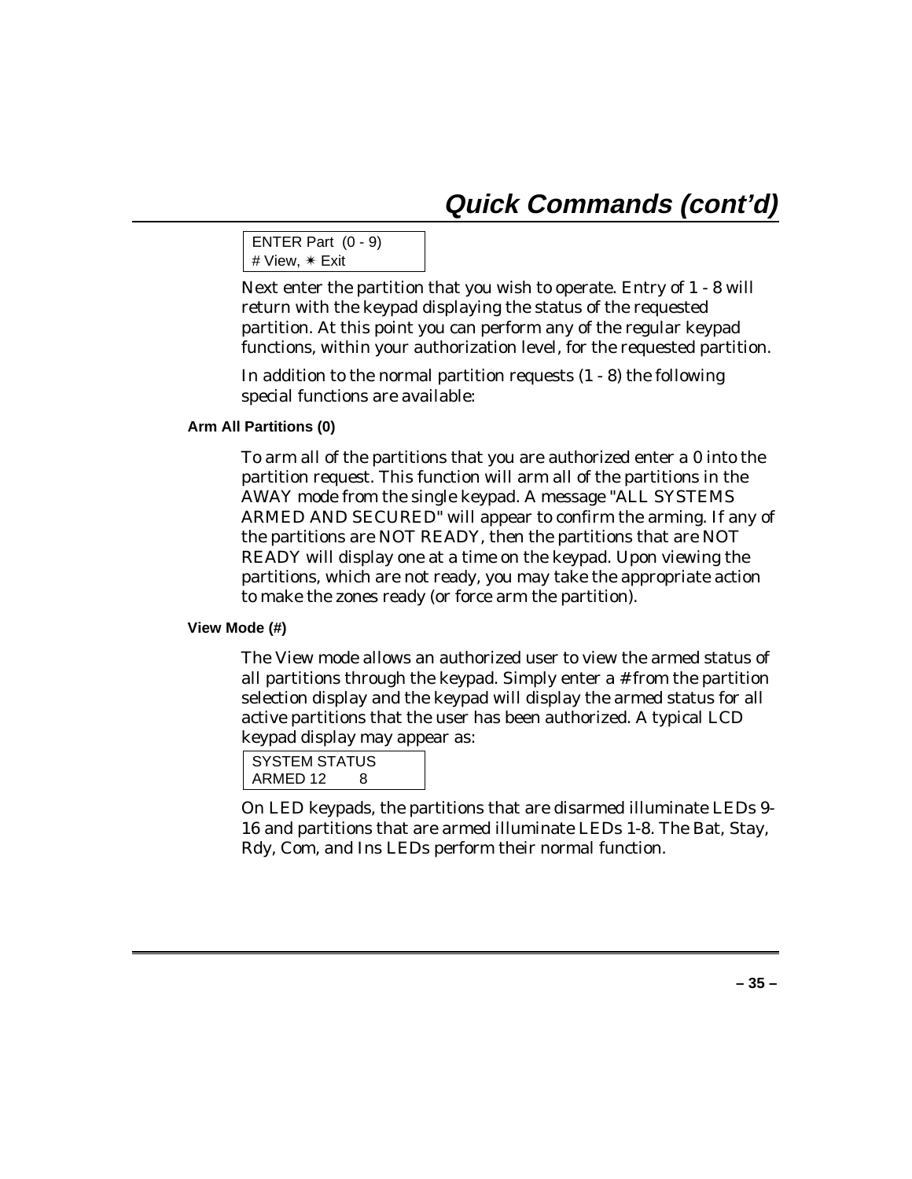# Quick Commands (cont'd)

```
ENTER Part  (0 - 9)
# View, ✴ Exit
```

Next enter the partition that you wish to operate. Entry of 1 - 8 will return with the keypad displaying the status of the requested partition. At this point you can perform any of the regular keypad functions, within your authorization level, for the requested partition.

In addition to the normal partition requests (1 - 8) the following special functions are available:

### Arm All Partitions (0)

To arm all of the partitions that you are authorized enter a 0 into the partition request. This function will arm all of the partitions in the AWAY mode from the single keypad. A message "ALL SYSTEMS ARMED AND SECURED" will appear to confirm the arming. If any of the partitions are NOT READY, then the partitions that are NOT READY will display one at a time on the keypad. Upon viewing the partitions, which are not ready, you may take the appropriate action to make the zones ready (or force arm the partition).

### View Mode (#)

The View mode allows an authorized user to view the armed status of all partitions through the keypad. Simply enter a # from the partition selection display and the keypad will display the armed status for all active partitions that the user has been authorized. A typical LCD keypad display may appear as:

```
SYSTEM STATUS
ARMED 12       8
```

On LED keypads, the partitions that are disarmed illuminate LEDs 9-16 and partitions that are armed illuminate LEDs 1-8. The Bat, Stay, Rdy, Com, and Ins LEDs perform their normal function.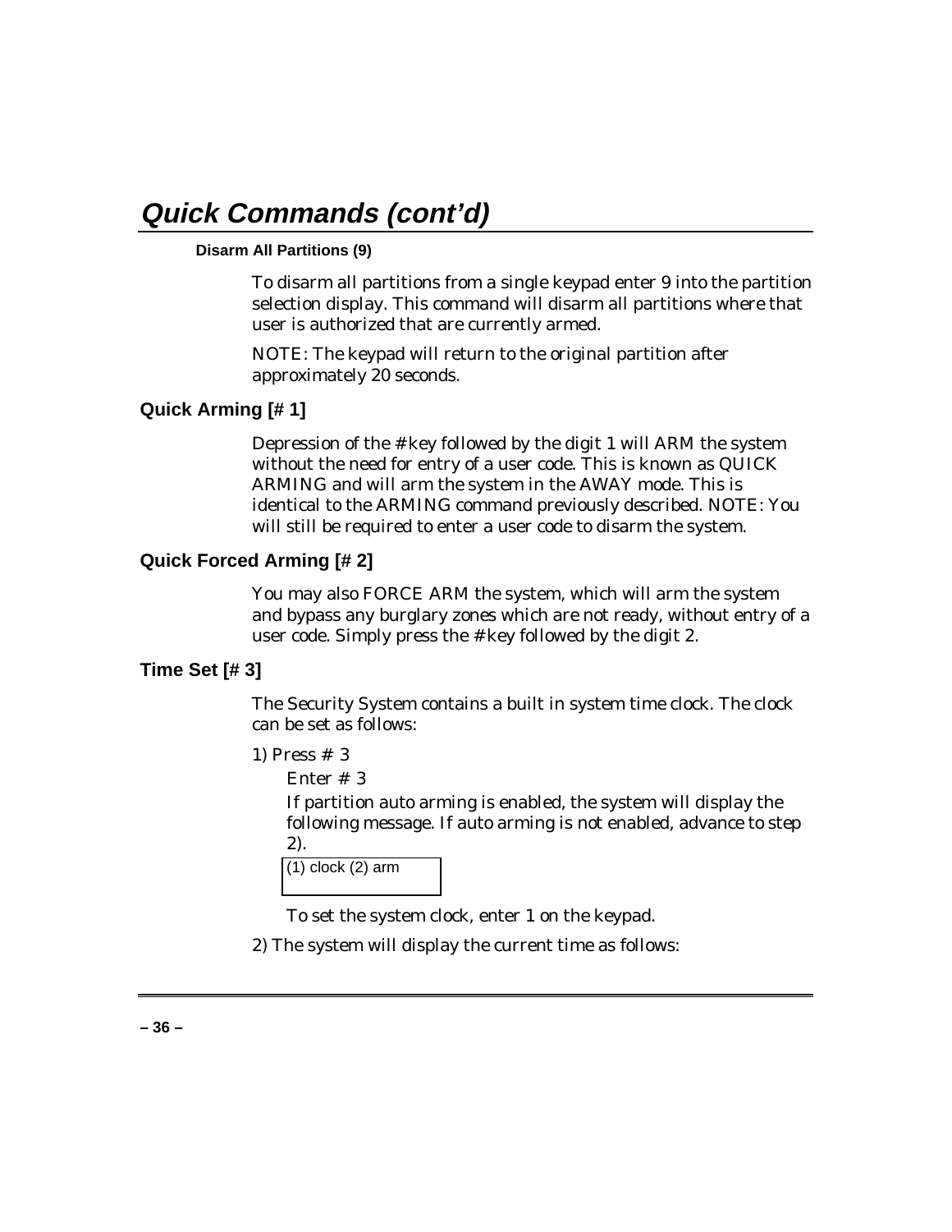# Quick Commands (cont'd)

#### Disarm All Partitions (9)

To disarm all partitions from a single keypad enter 9 into the partition selection display. This command will disarm all partitions where that user is authorized that are currently armed.

NOTE: The keypad will return to the original partition after approximately 20 seconds.

### Quick Arming [# 1]

Depression of the # key followed by the digit 1 will ARM the system without the need for entry of a user code. This is known as QUICK ARMING and will arm the system in the AWAY mode. This is identical to the ARMING command previously described. NOTE: You will still be required to enter a user code to disarm the system.

### Quick Forced Arming [# 2]

You may also FORCE ARM the system, which will arm the system and bypass any burglary zones which are not ready, without entry of a user code. Simply press the # key followed by the digit 2.

### Time Set [# 3]

The Security System contains a built in system time clock. The clock can be set as follows:

1) Press # 3

   Enter # 3

   If partition auto arming is enabled, the system will display the following message. If auto arming is not enabled, advance to step 2).

   ```
   (1) clock (2) arm
   ```

   To set the system clock, enter 1 on the keypad.

2) The system will display the current time as follows: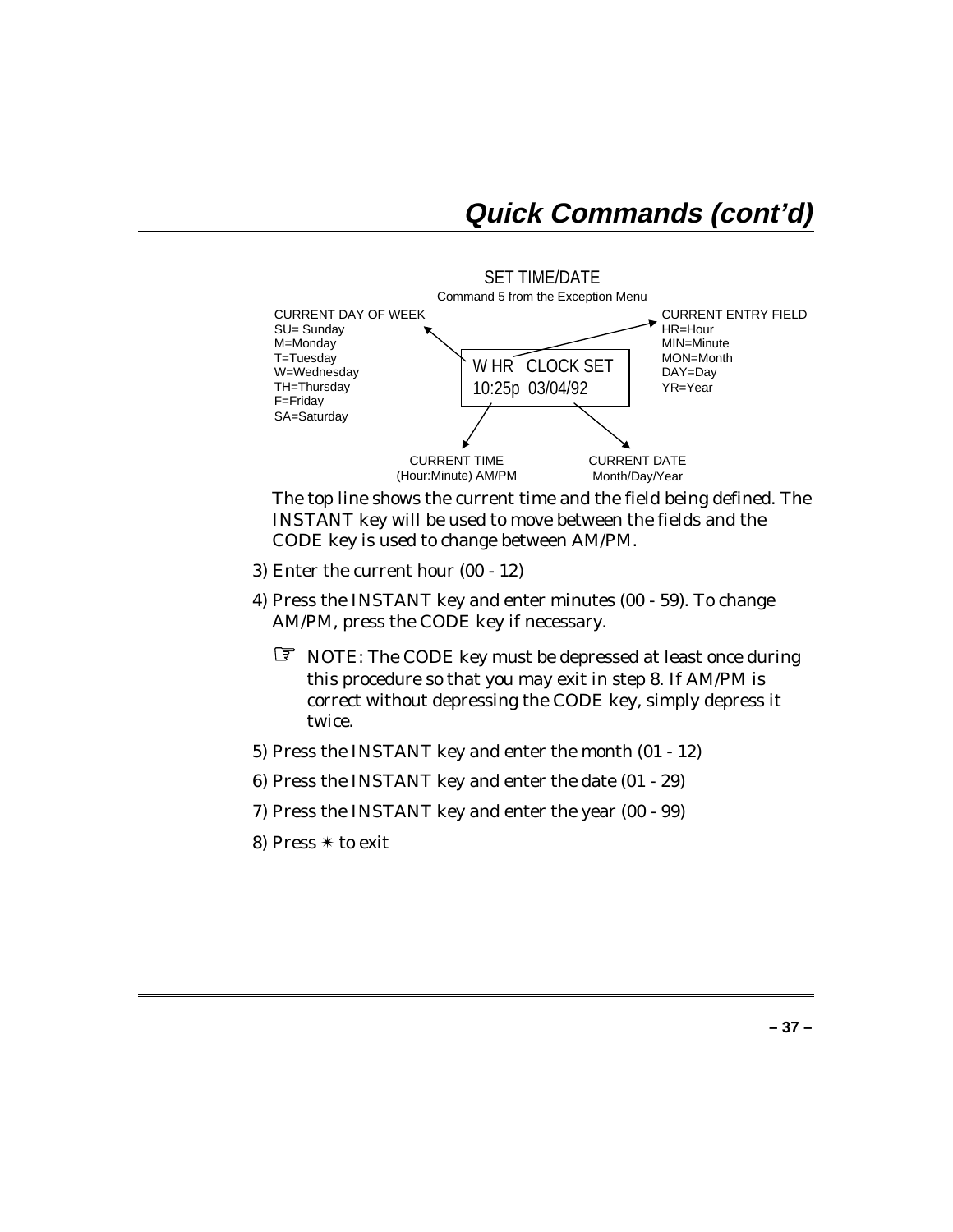## Quick Commands (cont'd)

SET TIME/DATE

Command 5 from the Exception Menu

CURRENT DAY OF WEEK
SU= Sunday
M=Monday
T=Tuesday
W=Wednesday
TH=Thursday
F=Friday
SA=Saturday

```
W HR   CLOCK SET
10:25p  03/04/92
```

CURRENT ENTRY FIELD
HR=Hour
MIN=Minute
MON=Month
DAY=Day
YR=Year

CURRENT TIME
(Hour:Minute) AM/PM

CURRENT DATE
Month/Day/Year

The top line shows the current time and the field being defined. The INSTANT key will be used to move between the fields and the CODE key is used to change between AM/PM.

3) Enter the current hour (00 - 12)

4) Press the INSTANT key and enter minutes (00 - 59). To change AM/PM, press the CODE key if necessary.

   ☞ NOTE: The CODE key must be depressed at least once during this procedure so that you may exit in step 8. If AM/PM is correct without depressing the CODE key, simply depress it twice.

5) Press the INSTANT key and enter the month (01 - 12)

6) Press the INSTANT key and enter the date (01 - 29)

7) Press the INSTANT key and enter the year (00 - 99)

8) Press ✳ to exit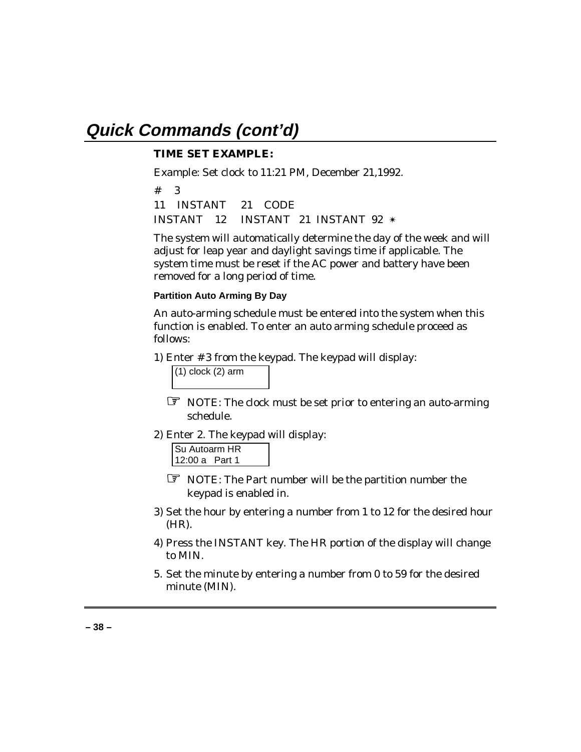## Quick Commands (cont'd)

**TIME SET EXAMPLE:**

Example: Set clock to 11:21 PM, December 21,1992.

\# 3
11 INSTANT 21 CODE
INSTANT 12 INSTANT 21 INSTANT 92 ✴

The system will automatically determine the day of the week and will adjust for leap year and daylight savings time if applicable. The system time must be reset if the AC power and battery have been removed for a long period of time.

#### Partition Auto Arming By Day

An auto-arming schedule must be entered into the system when this function is enabled. To enter an auto arming schedule proceed as follows:

1) Enter # 3 from the keypad. The keypad will display:

```
(1) clock (2) arm
```

☞ NOTE: The clock must be set prior to entering an auto-arming schedule.

2) Enter 2. The keypad will display:

```
Su Autoarm HR
12:00 a   Part 1
```

☞ NOTE: The Part number will be the partition number the keypad is enabled in.

3) Set the hour by entering a number from 1 to 12 for the desired hour (HR).

4) Press the INSTANT key. The HR portion of the display will change to MIN.

5. Set the minute by entering a number from 0 to 59 for the desired minute (MIN).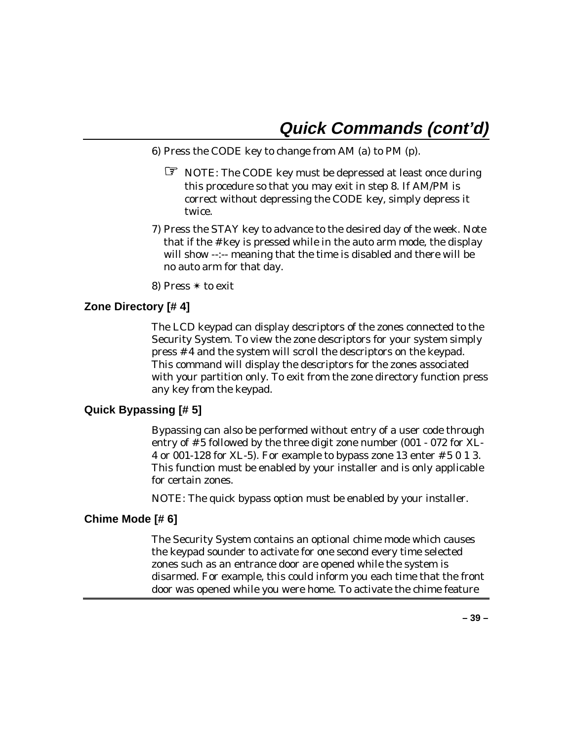# Quick Commands (cont'd)

6) Press the CODE key to change from AM (a) to PM (p).

   ☞ NOTE: The CODE key must be depressed at least once during this procedure so that you may exit in step 8. If AM/PM is correct without depressing the CODE key, simply depress it twice.

7) Press the STAY key to advance to the desired day of the week. Note that if the # key is pressed while in the auto arm mode, the display will show --:-- meaning that the time is disabled and there will be no auto arm for that day.

8) Press ✱ to exit

## Zone Directory [# 4]

The LCD keypad can display descriptors of the zones connected to the Security System. To view the zone descriptors for your system simply press # 4 and the system will scroll the descriptors on the keypad. This command will display the descriptors for the zones associated with your partition only. To exit from the zone directory function press any key from the keypad.

## Quick Bypassing [# 5]

Bypassing can also be performed without entry of a user code through entry of # 5 followed by the three digit zone number (001 - 072 for XL-4 or 001-128 for XL-5). For example to bypass zone 13 enter # 5 0 1 3. This function must be enabled by your installer and is only applicable for certain zones.

NOTE: The quick bypass option must be enabled by your installer.

## Chime Mode [# 6]

The Security System contains an optional chime mode which causes the keypad sounder to activate for one second every time selected zones such as an entrance door are opened while the system is disarmed. For example, this could inform you each time that the front door was opened while you were home. To activate the chime feature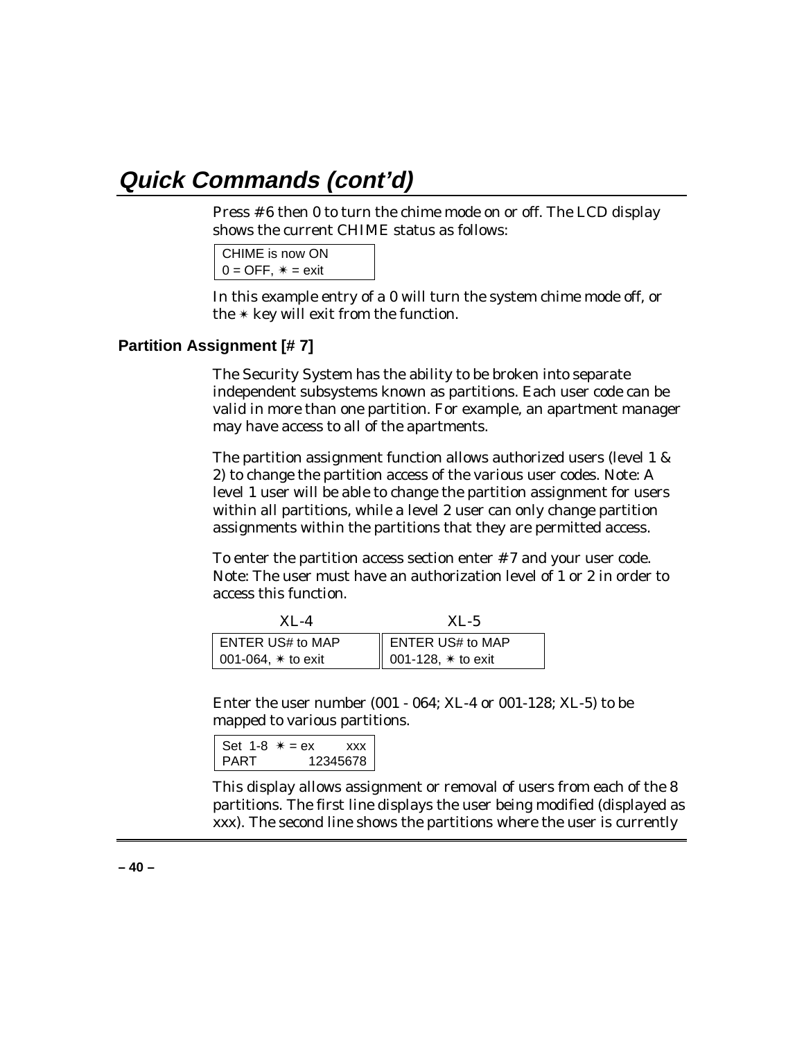# Quick Commands (cont'd)

Press # 6 then 0 to turn the chime mode on or off. The LCD display shows the current CHIME status as follows:

```
CHIME is now ON
0 = OFF, ✶ = exit
```

In this example entry of a 0 will turn the system chime mode off, or the ✶ key will exit from the function.

## Partition Assignment [# 7]

The Security System has the ability to be broken into separate independent subsystems known as partitions. Each user code can be valid in more than one partition. For example, an apartment manager may have access to all of the apartments.

The partition assignment function allows authorized users (level 1 & 2) to change the partition access of the various user codes. Note: A level 1 user will be able to change the partition assignment for users within all partitions, while a level 2 user can only change partition assignments within the partitions that they are permitted access.

To enter the partition access section enter # 7 and your user code. Note: The user must have an authorization level of 1 or 2 in order to access this function.

| XL-4 | XL-5 |
|---|---|
| ENTER US# to MAP<br>001-064, ✶ to exit | ENTER US# to MAP<br>001-128, ✶ to exit |

Enter the user number (001 - 064; XL-4 or 001-128; XL-5) to be mapped to various partitions.

```
Set  1-8  ✶ = ex       xxx
PART            12345678
```

This display allows assignment or removal of users from each of the 8 partitions. The first line displays the user being modified (displayed as xxx). The second line shows the partitions where the user is currently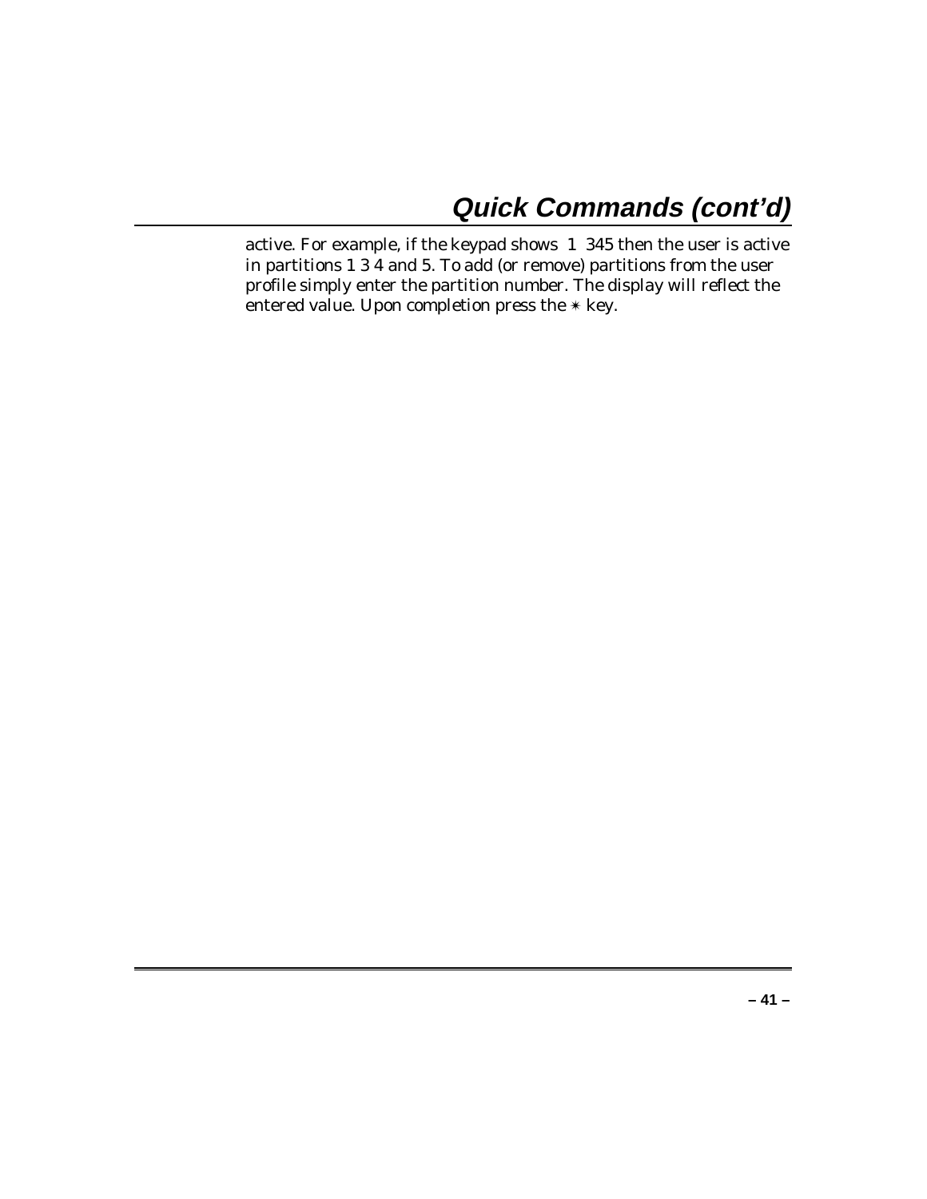## Quick Commands (cont'd)

active. For example, if the keypad shows 1 345 then the user is active in partitions 1 3 4 and 5. To add (or remove) partitions from the user profile simply enter the partition number. The display will reflect the entered value. Upon completion press the ✳ key.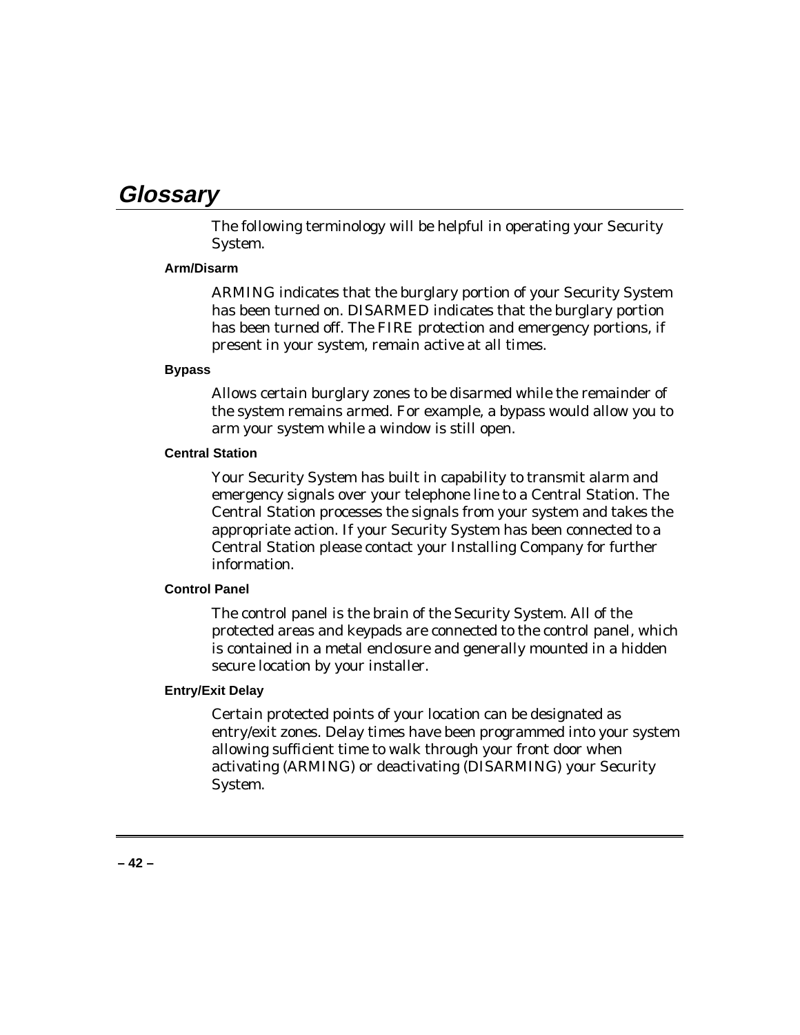# Glossary

The following terminology will be helpful in operating your Security System.

### Arm/Disarm

ARMING indicates that the burglary portion of your Security System has been turned on. DISARMED indicates that the burglary portion has been turned off. The FIRE protection and emergency portions, if present in your system, remain active at all times.

### Bypass

Allows certain burglary zones to be disarmed while the remainder of the system remains armed. For example, a bypass would allow you to arm your system while a window is still open.

### Central Station

Your Security System has built in capability to transmit alarm and emergency signals over your telephone line to a Central Station. The Central Station processes the signals from your system and takes the appropriate action. If your Security System has been connected to a Central Station please contact your Installing Company for further information.

### Control Panel

The control panel is the brain of the Security System. All of the protected areas and keypads are connected to the control panel, which is contained in a metal enclosure and generally mounted in a hidden secure location by your installer.

### Entry/Exit Delay

Certain protected points of your location can be designated as entry/exit zones. Delay times have been programmed into your system allowing sufficient time to walk through your front door when activating (ARMING) or deactivating (DISARMING) your Security System.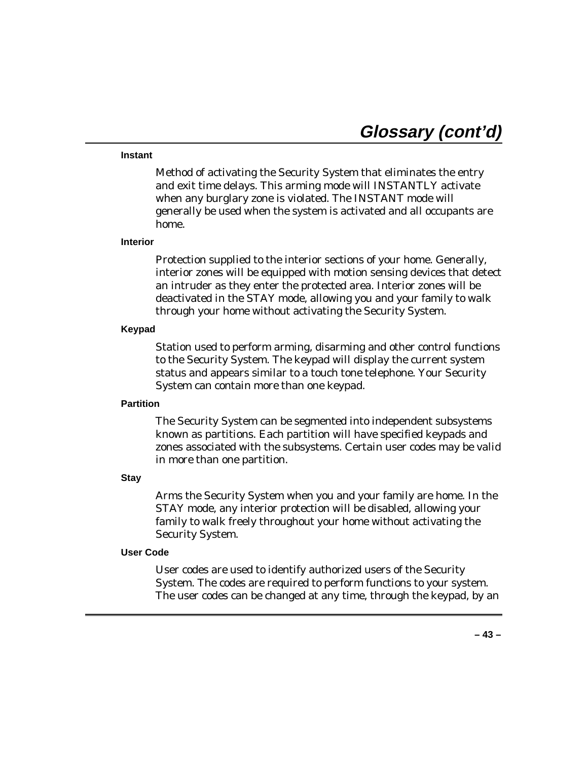# Glossary (cont'd)

**Instant**

Method of activating the Security System that eliminates the entry and exit time delays. This arming mode will INSTANTLY activate when any burglary zone is violated. The INSTANT mode will generally be used when the system is activated and all occupants are home.

**Interior**

Protection supplied to the interior sections of your home. Generally, interior zones will be equipped with motion sensing devices that detect an intruder as they enter the protected area. Interior zones will be deactivated in the STAY mode, allowing you and your family to walk through your home without activating the Security System.

**Keypad**

Station used to perform arming, disarming and other control functions to the Security System. The keypad will display the current system status and appears similar to a touch tone telephone. Your Security System can contain more than one keypad.

**Partition**

The Security System can be segmented into independent subsystems known as partitions. Each partition will have specified keypads and zones associated with the subsystems. Certain user codes may be valid in more than one partition.

**Stay**

Arms the Security System when you and your family are home. In the STAY mode, any interior protection will be disabled, allowing your family to walk freely throughout your home without activating the Security System.

**User Code**

User codes are used to identify authorized users of the Security System. The codes are required to perform functions to your system. The user codes can be changed at any time, through the keypad, by an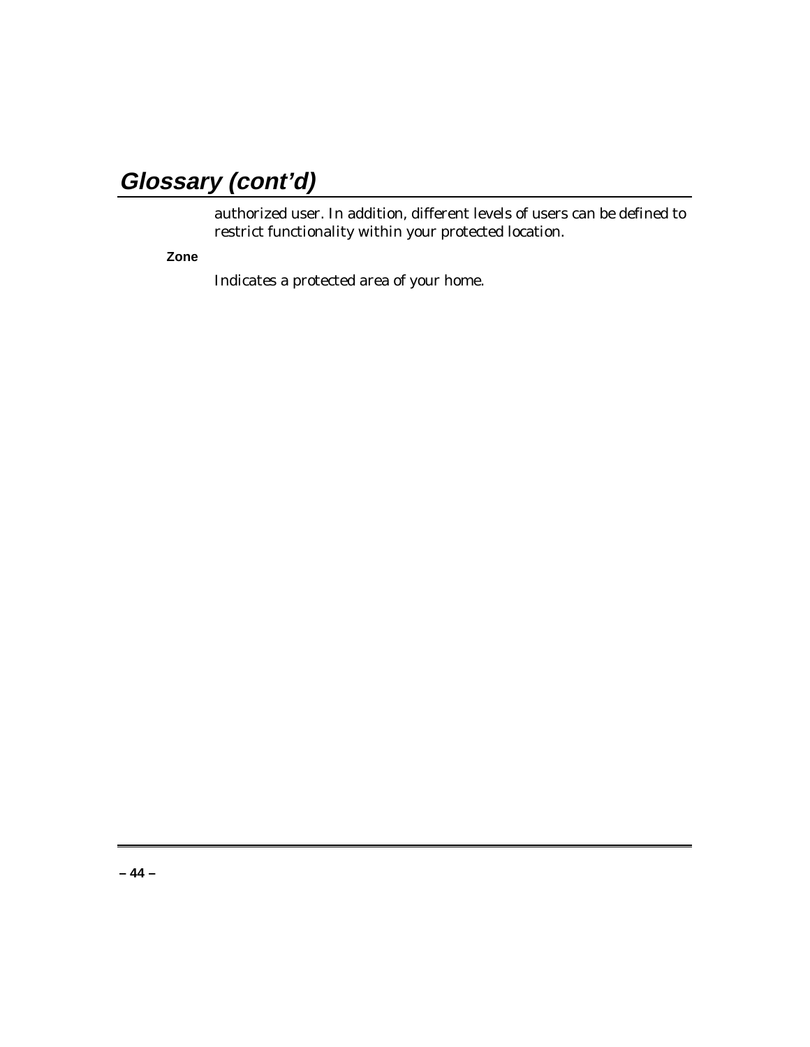## Glossary (cont'd)

authorized user. In addition, different levels of users can be defined to restrict functionality within your protected location.

**Zone**

Indicates a protected area of your home.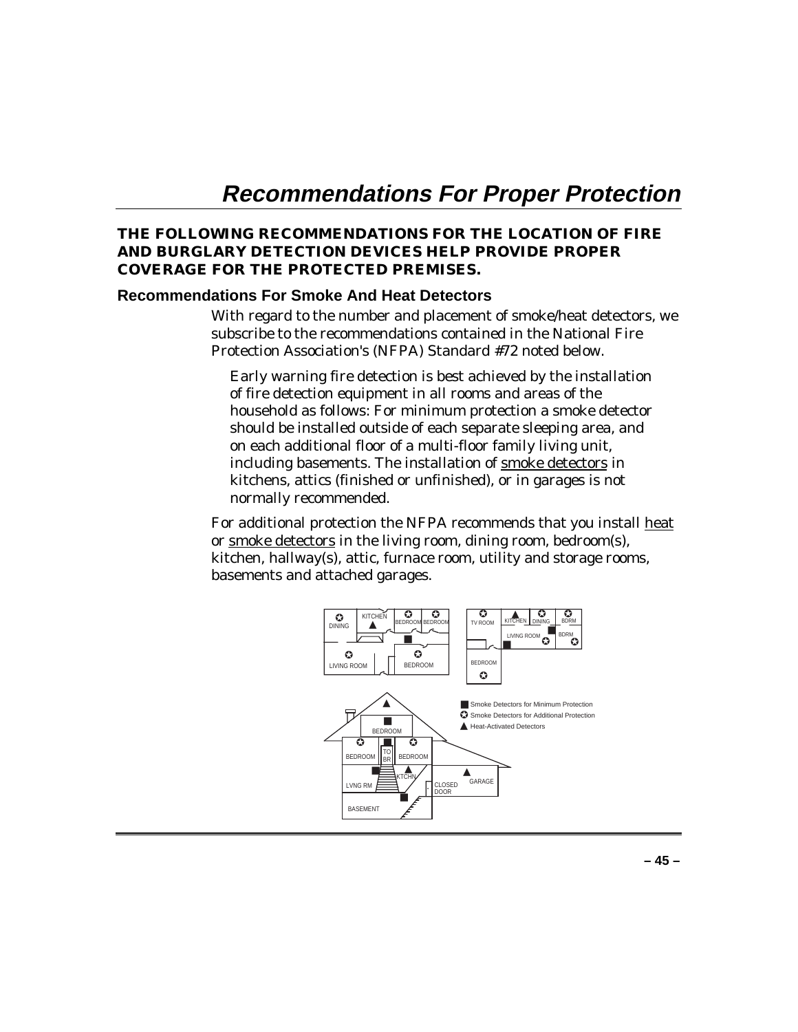# Recommendations For Proper Protection

**THE FOLLOWING RECOMMENDATIONS FOR THE LOCATION OF FIRE AND BURGLARY DETECTION DEVICES HELP PROVIDE PROPER COVERAGE FOR THE PROTECTED PREMISES.**

## Recommendations For Smoke And Heat Detectors

With regard to the number and placement of smoke/heat detectors, we subscribe to the recommendations contained in the National Fire Protection Association's (NFPA) Standard #72 noted below.

> Early warning fire detection is best achieved by the installation of fire detection equipment in all rooms and areas of the household as follows: For minimum protection a smoke detector should be installed outside of each separate sleeping area, and on each additional floor of a multi-floor family living unit, including basements. The installation of smoke detectors in kitchens, attics (finished or unfinished), or in garages is not normally recommended.

For additional protection the NFPA recommends that you install heat or smoke detectors in the living room, dining room, bedroom(s), kitchen, hallway(s), attic, furnace room, utility and storage rooms, basements and attached garages.

■ Smoke Detectors for Minimum Protection
✪ Smoke Detectors for Additional Protection
▲ Heat-Activated Detectors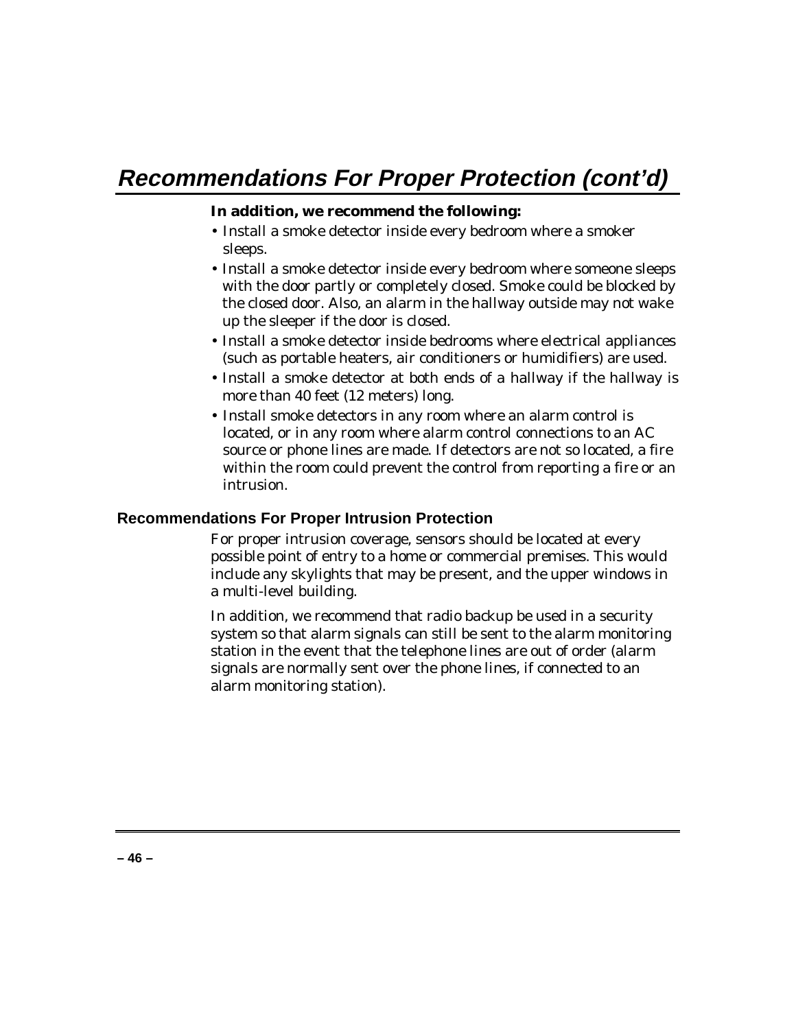# Recommendations For Proper Protection (cont'd)

**In addition, we recommend the following:**

- Install a smoke detector inside every bedroom where a smoker sleeps.
- Install a smoke detector inside every bedroom where someone sleeps with the door partly or completely closed. Smoke could be blocked by the closed door. Also, an alarm in the hallway outside may not wake up the sleeper if the door is closed.
- Install a smoke detector inside bedrooms where electrical appliances (such as portable heaters, air conditioners or humidifiers) are used.
- Install a smoke detector at both ends of a hallway if the hallway is more than 40 feet (12 meters) long.
- Install smoke detectors in any room where an alarm control is located, or in any room where alarm control connections to an AC source or phone lines are made. If detectors are not so located, a fire within the room could prevent the control from reporting a fire or an intrusion.

## Recommendations For Proper Intrusion Protection

For proper intrusion coverage, sensors should be located at every possible point of entry to a home or commercial premises. This would include any skylights that may be present, and the upper windows in a multi-level building.

In addition, we recommend that radio backup be used in a security system so that alarm signals can still be sent to the alarm monitoring station in the event that the telephone lines are out of order (alarm signals are normally sent over the phone lines, if connected to an alarm monitoring station).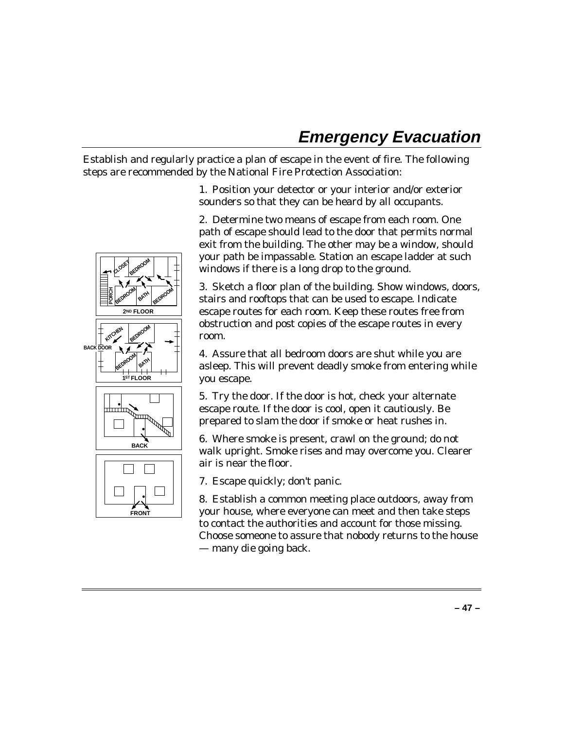# Emergency Evacuation

Establish and regularly practice a plan of escape in the event of fire. The following steps are recommended by the National Fire Protection Association:

1. Position your detector or your interior and/or exterior sounders so that they can be heard by all occupants.

2. Determine two means of escape from each room. One path of escape should lead to the door that permits normal exit from the building. The other may be a window, should your path be impassable. Station an escape ladder at such windows if there is a long drop to the ground.

3. Sketch a floor plan of the building. Show windows, doors, stairs and rooftops that can be used to escape. Indicate escape routes for each room. Keep these routes free from obstruction and post copies of the escape routes in every room.

4. Assure that all bedroom doors are shut while you are asleep. This will prevent deadly smoke from entering while you escape.

5. Try the door. If the door is hot, check your alternate escape route. If the door is cool, open it cautiously. Be prepared to slam the door if smoke or heat rushes in.

6. Where smoke is present, crawl on the ground; do not walk upright. Smoke rises and may overcome you. Clearer air is near the floor.

7. Escape quickly; don't panic.

8. Establish a common meeting place outdoors, away from your house, where everyone can meet and then take steps to contact the authorities and account for those missing. Choose someone to assure that nobody returns to the house — many die going back.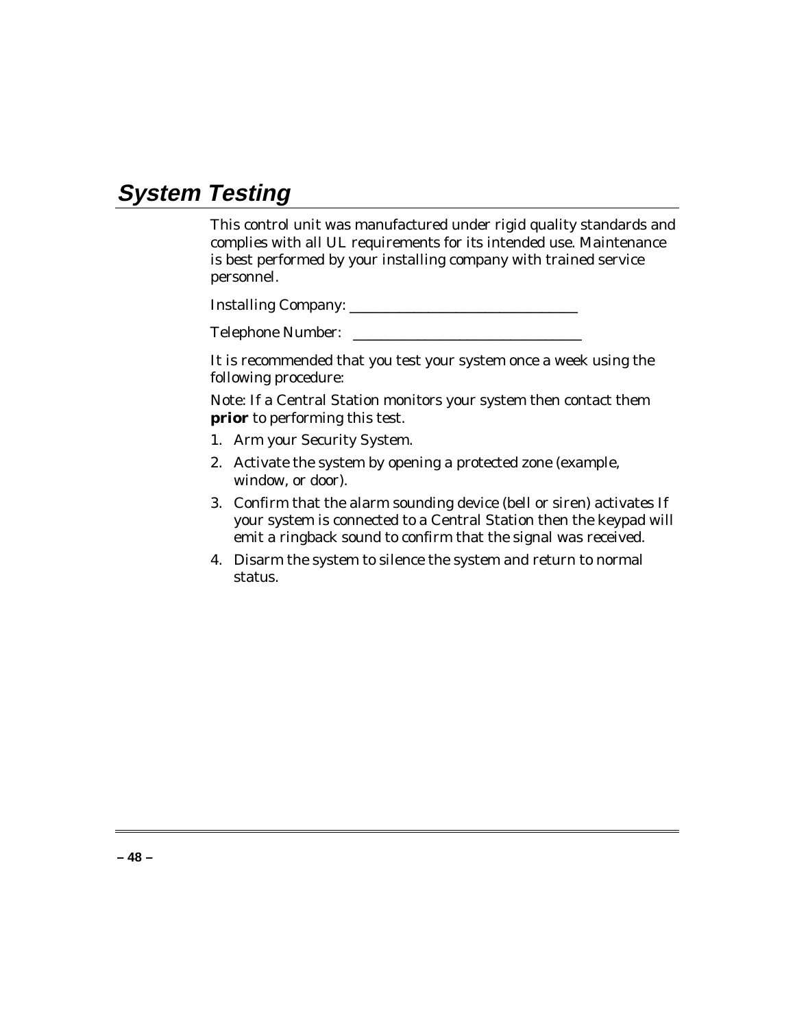# System Testing

This control unit was manufactured under rigid quality standards and complies with all UL requirements for its intended use. Maintenance is best performed by your installing company with trained service personnel.

Installing Company: ________________________________

Telephone Number: ________________________________

It is recommended that you test your system once a week using the following procedure:

Note: If a Central Station monitors your system then contact them **prior** to performing this test.

1. Arm your Security System.
2. Activate the system by opening a protected zone (example, window, or door).
3. Confirm that the alarm sounding device (bell or siren) activates If your system is connected to a Central Station then the keypad will emit a ringback sound to confirm that the signal was received.
4. Disarm the system to silence the system and return to normal status.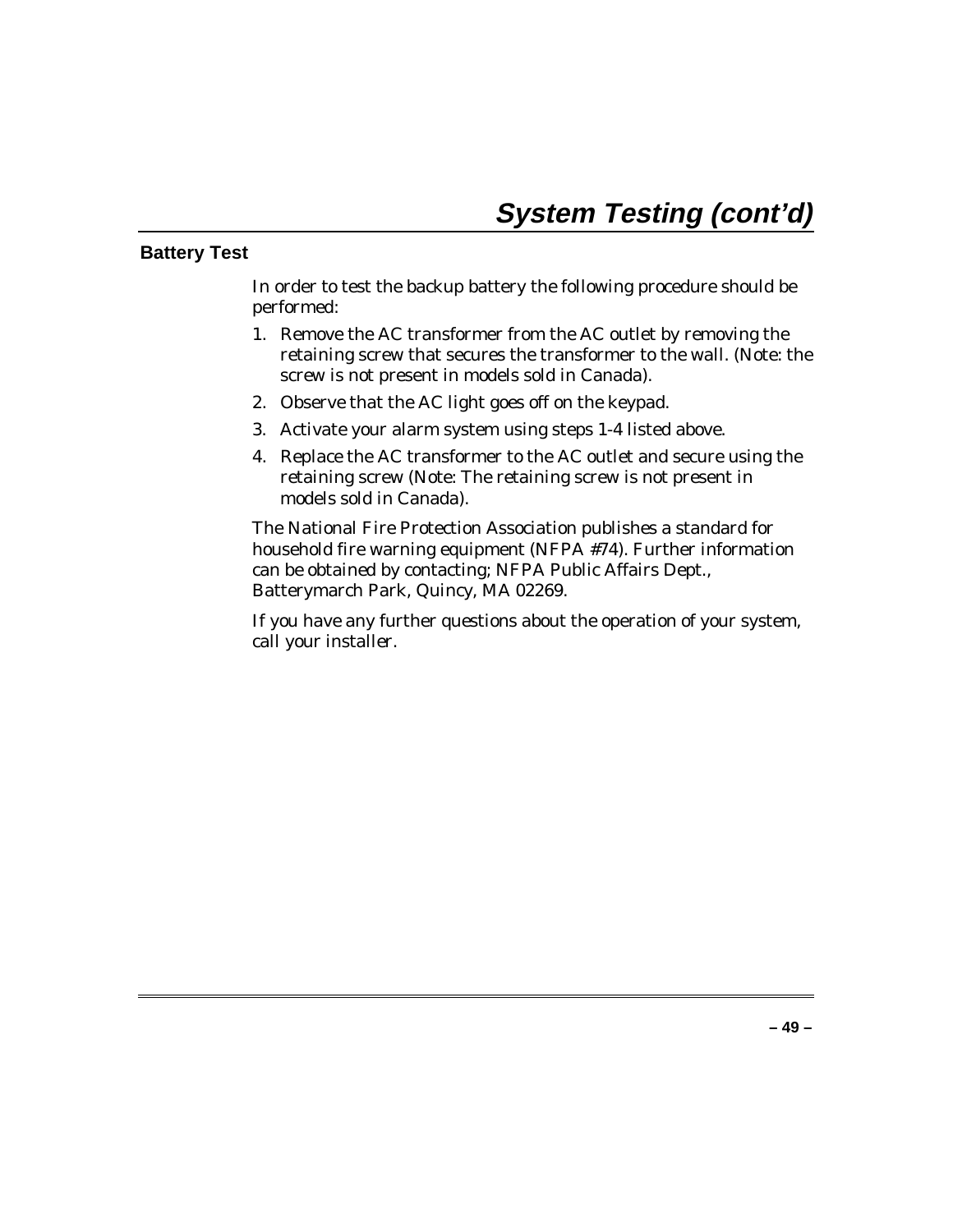# System Testing (cont'd)

## Battery Test

In order to test the backup battery the following procedure should be performed:

1. Remove the AC transformer from the AC outlet by removing the retaining screw that secures the transformer to the wall. (Note: the screw is not present in models sold in Canada).
2. Observe that the AC light goes off on the keypad.
3. Activate your alarm system using steps 1-4 listed above.
4. Replace the AC transformer to the AC outlet and secure using the retaining screw (Note: The retaining screw is not present in models sold in Canada).

The National Fire Protection Association publishes a standard for household fire warning equipment (NFPA #74). Further information can be obtained by contacting; NFPA Public Affairs Dept., Batterymarch Park, Quincy, MA 02269.

If you have any further questions about the operation of your system, call your installer.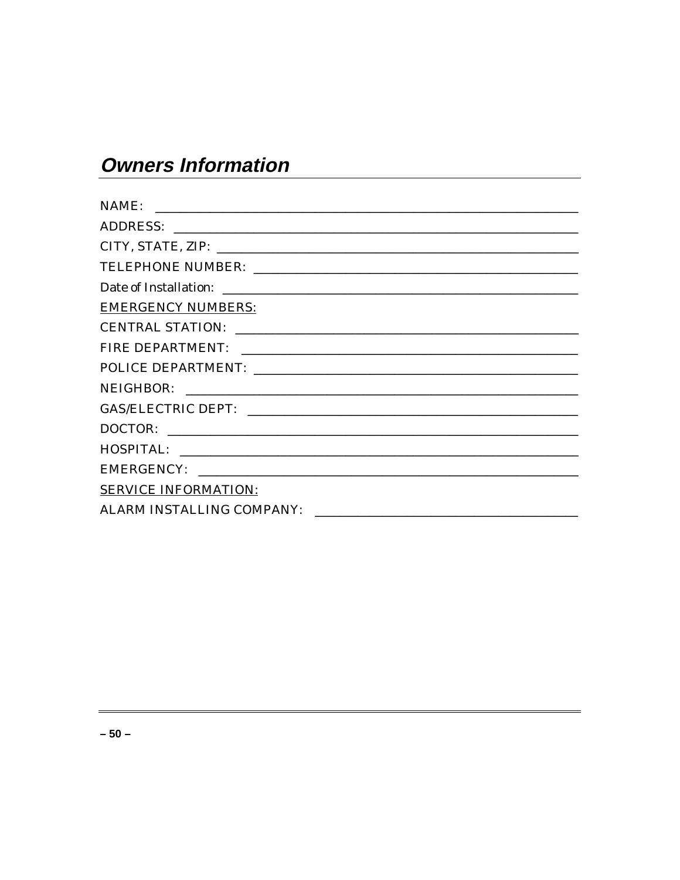## Owners Information

NAME: ______________________________________________________________

ADDRESS: ____________________________________________________________

CITY, STATE, ZIP: _____________________________________________________

TELEPHONE NUMBER: __________________________________________________

Date of Installation: ____________________________________________________

EMERGENCY NUMBERS:

CENTRAL STATION: ___________________________________________________

FIRE DEPARTMENT: ___________________________________________________

POLICE DEPARTMENT: _________________________________________________

NEIGHBOR: __________________________________________________________

GAS/ELECTRIC DEPT: __________________________________________________

DOCTOR: ____________________________________________________________

HOSPITAL: ___________________________________________________________

EMERGENCY: ________________________________________________________

SERVICE INFORMATION:

ALARM INSTALLING COMPANY: _______________________________________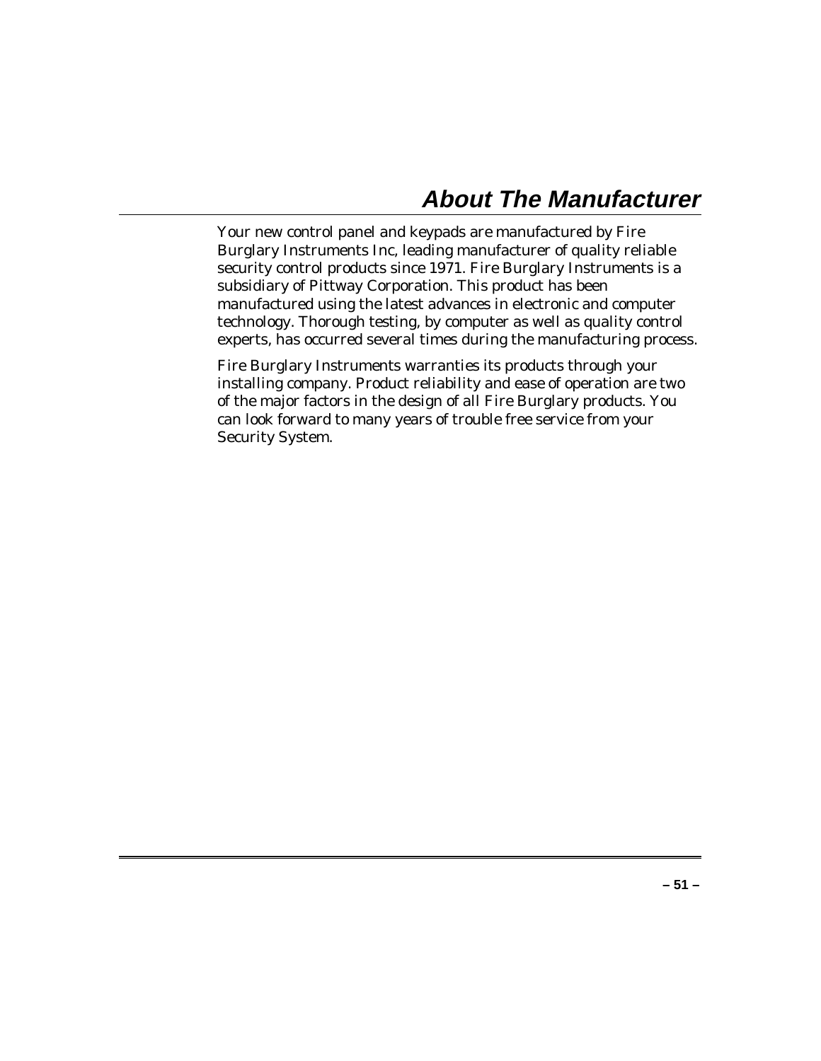# About The Manufacturer

Your new control panel and keypads are manufactured by Fire Burglary Instruments Inc, leading manufacturer of quality reliable security control products since 1971. Fire Burglary Instruments is a subsidiary of Pittway Corporation. This product has been manufactured using the latest advances in electronic and computer technology. Thorough testing, by computer as well as quality control experts, has occurred several times during the manufacturing process.

Fire Burglary Instruments warranties its products through your installing company. Product reliability and ease of operation are two of the major factors in the design of all Fire Burglary products. You can look forward to many years of trouble free service from your Security System.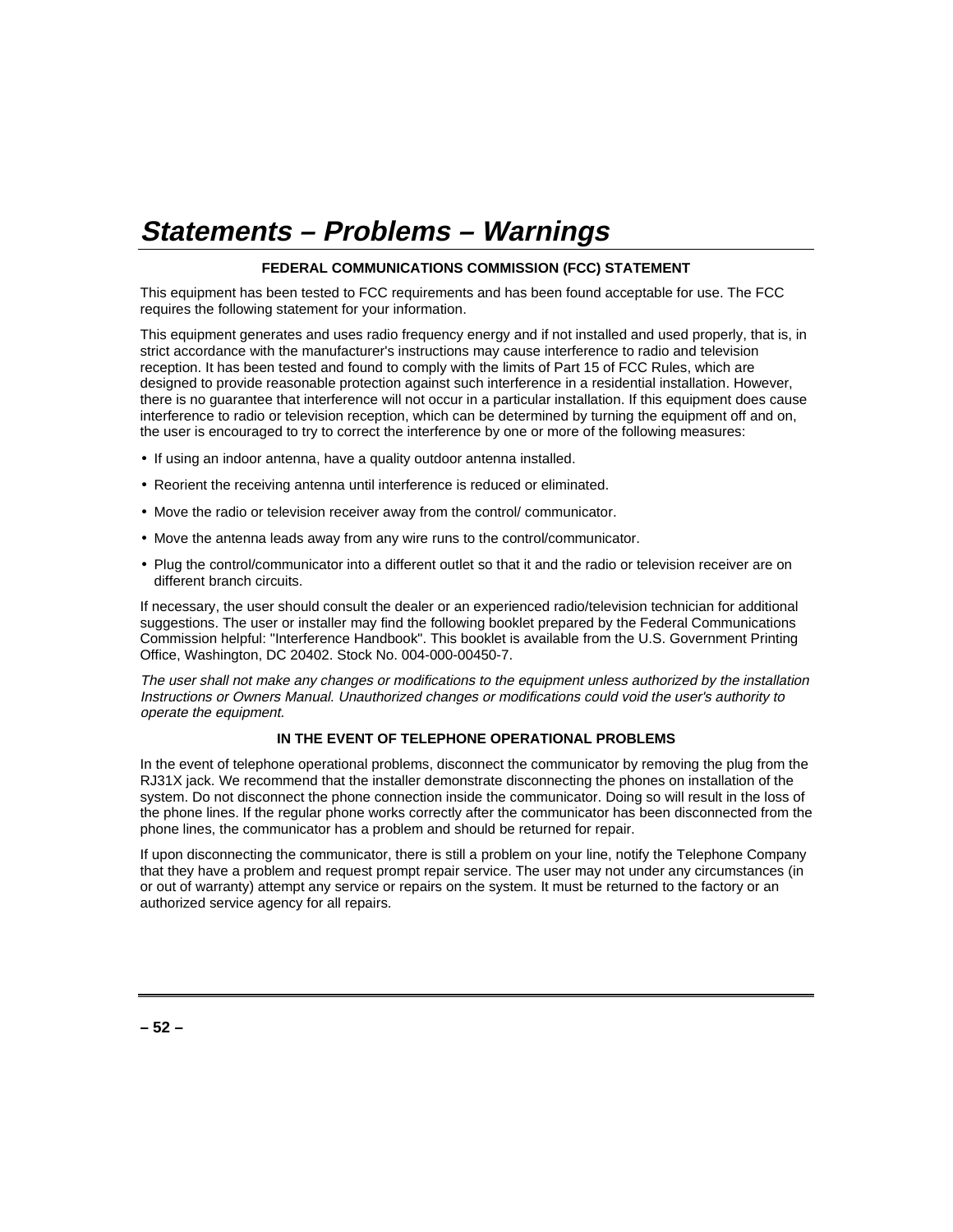# *Statements – Problems – Warnings*

**FEDERAL COMMUNICATIONS COMMISSION (FCC) STATEMENT**

This equipment has been tested to FCC requirements and has been found acceptable for use. The FCC requires the following statement for your information.

This equipment generates and uses radio frequency energy and if not installed and used properly, that is, in strict accordance with the manufacturer's instructions may cause interference to radio and television reception. It has been tested and found to comply with the limits of Part 15 of FCC Rules, which are designed to provide reasonable protection against such interference in a residential installation. However, there is no guarantee that interference will not occur in a particular installation. If this equipment does cause interference to radio or television reception, which can be determined by turning the equipment off and on, the user is encouraged to try to correct the interference by one or more of the following measures:

- If using an indoor antenna, have a quality outdoor antenna installed.
- Reorient the receiving antenna until interference is reduced or eliminated.
- Move the radio or television receiver away from the control/ communicator.
- Move the antenna leads away from any wire runs to the control/communicator.
- Plug the control/communicator into a different outlet so that it and the radio or television receiver are on different branch circuits.

If necessary, the user should consult the dealer or an experienced radio/television technician for additional suggestions. The user or installer may find the following booklet prepared by the Federal Communications Commission helpful: "Interference Handbook". This booklet is available from the U.S. Government Printing Office, Washington, DC 20402. Stock No. 004-000-00450-7.

*The user shall not make any changes or modifications to the equipment unless authorized by the installation Instructions or Owners Manual. Unauthorized changes or modifications could void the user's authority to operate the equipment.*

**IN THE EVENT OF TELEPHONE OPERATIONAL PROBLEMS**

In the event of telephone operational problems, disconnect the communicator by removing the plug from the RJ31X jack. We recommend that the installer demonstrate disconnecting the phones on installation of the system. Do not disconnect the phone connection inside the communicator. Doing so will result in the loss of the phone lines. If the regular phone works correctly after the communicator has been disconnected from the phone lines, the communicator has a problem and should be returned for repair.

If upon disconnecting the communicator, there is still a problem on your line, notify the Telephone Company that they have a problem and request prompt repair service. The user may not under any circumstances (in or out of warranty) attempt any service or repairs on the system. It must be returned to the factory or an authorized service agency for all repairs.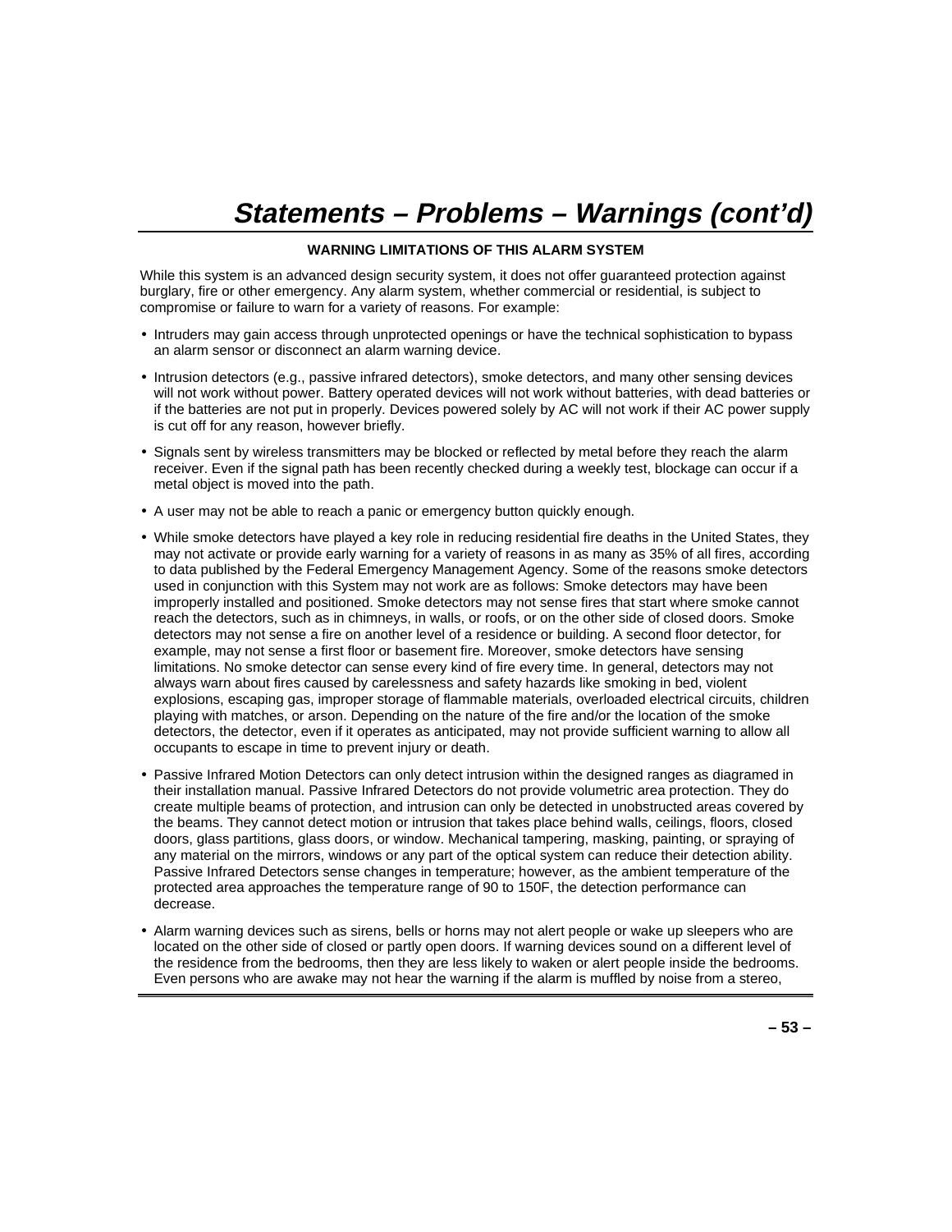# Statements – Problems – Warnings (cont'd)

**WARNING LIMITATIONS OF THIS ALARM SYSTEM**

While this system is an advanced design security system, it does not offer guaranteed protection against burglary, fire or other emergency. Any alarm system, whether commercial or residential, is subject to compromise or failure to warn for a variety of reasons. For example:

- Intruders may gain access through unprotected openings or have the technical sophistication to bypass an alarm sensor or disconnect an alarm warning device.
- Intrusion detectors (e.g., passive infrared detectors), smoke detectors, and many other sensing devices will not work without power. Battery operated devices will not work without batteries, with dead batteries or if the batteries are not put in properly. Devices powered solely by AC will not work if their AC power supply is cut off for any reason, however briefly.
- Signals sent by wireless transmitters may be blocked or reflected by metal before they reach the alarm receiver. Even if the signal path has been recently checked during a weekly test, blockage can occur if a metal object is moved into the path.
- A user may not be able to reach a panic or emergency button quickly enough.
- While smoke detectors have played a key role in reducing residential fire deaths in the United States, they may not activate or provide early warning for a variety of reasons in as many as 35% of all fires, according to data published by the Federal Emergency Management Agency. Some of the reasons smoke detectors used in conjunction with this System may not work are as follows: Smoke detectors may have been improperly installed and positioned. Smoke detectors may not sense fires that start where smoke cannot reach the detectors, such as in chimneys, in walls, or roofs, or on the other side of closed doors. Smoke detectors may not sense a fire on another level of a residence or building. A second floor detector, for example, may not sense a first floor or basement fire. Moreover, smoke detectors have sensing limitations. No smoke detector can sense every kind of fire every time. In general, detectors may not always warn about fires caused by carelessness and safety hazards like smoking in bed, violent explosions, escaping gas, improper storage of flammable materials, overloaded electrical circuits, children playing with matches, or arson. Depending on the nature of the fire and/or the location of the smoke detectors, the detector, even if it operates as anticipated, may not provide sufficient warning to allow all occupants to escape in time to prevent injury or death.
- Passive Infrared Motion Detectors can only detect intrusion within the designed ranges as diagramed in their installation manual. Passive Infrared Detectors do not provide volumetric area protection. They do create multiple beams of protection, and intrusion can only be detected in unobstructed areas covered by the beams. They cannot detect motion or intrusion that takes place behind walls, ceilings, floors, closed doors, glass partitions, glass doors, or window. Mechanical tampering, masking, painting, or spraying of any material on the mirrors, windows or any part of the optical system can reduce their detection ability. Passive Infrared Detectors sense changes in temperature; however, as the ambient temperature of the protected area approaches the temperature range of 90 to 150F, the detection performance can decrease.
- Alarm warning devices such as sirens, bells or horns may not alert people or wake up sleepers who are located on the other side of closed or partly open doors. If warning devices sound on a different level of the residence from the bedrooms, then they are less likely to waken or alert people inside the bedrooms. Even persons who are awake may not hear the warning if the alarm is muffled by noise from a stereo,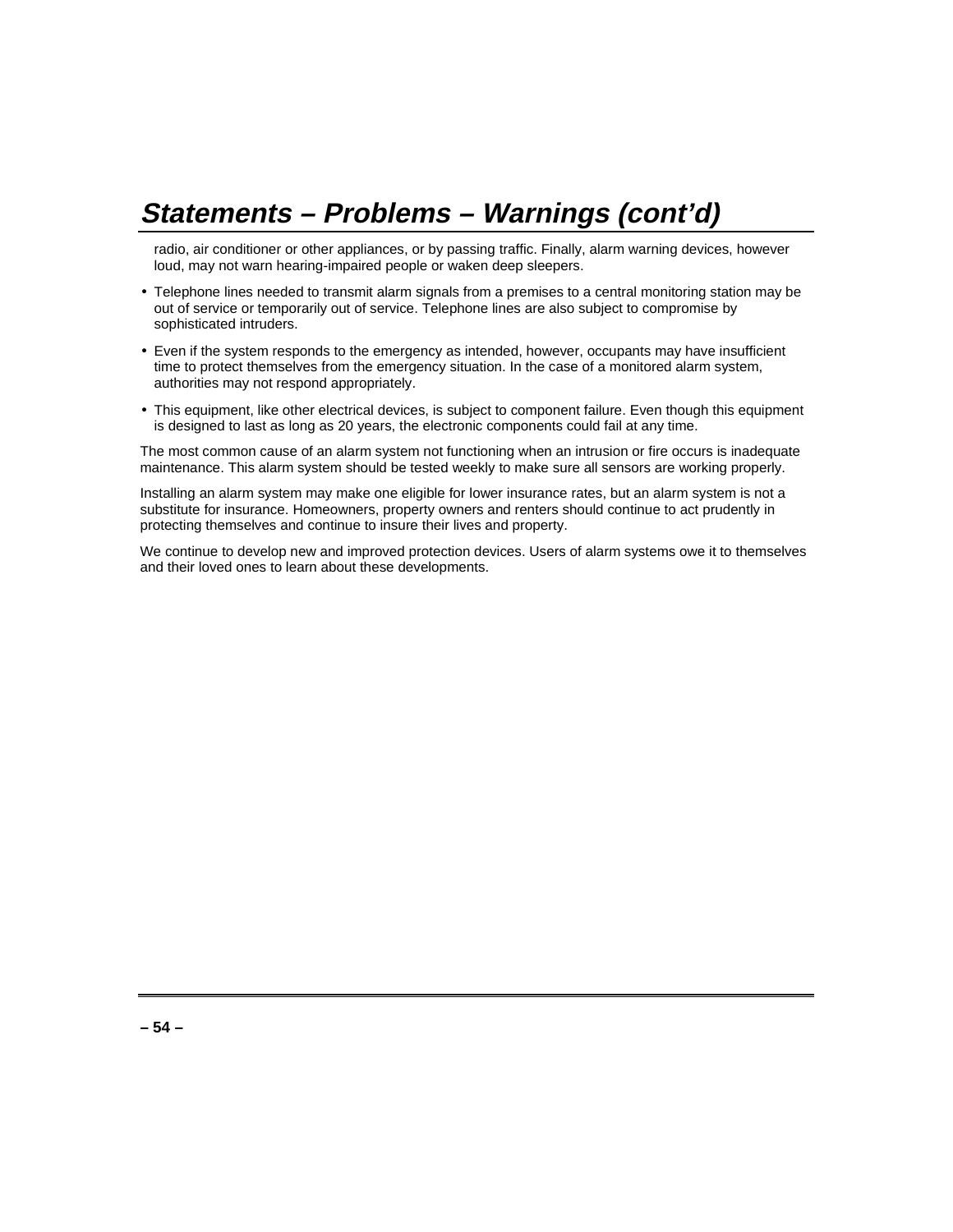## *Statements – Problems – Warnings (cont'd)*

radio, air conditioner or other appliances, or by passing traffic. Finally, alarm warning devices, however loud, may not warn hearing-impaired people or waken deep sleepers.

- Telephone lines needed to transmit alarm signals from a premises to a central monitoring station may be out of service or temporarily out of service. Telephone lines are also subject to compromise by sophisticated intruders.
- Even if the system responds to the emergency as intended, however, occupants may have insufficient time to protect themselves from the emergency situation. In the case of a monitored alarm system, authorities may not respond appropriately.
- This equipment, like other electrical devices, is subject to component failure. Even though this equipment is designed to last as long as 20 years, the electronic components could fail at any time.

The most common cause of an alarm system not functioning when an intrusion or fire occurs is inadequate maintenance. This alarm system should be tested weekly to make sure all sensors are working properly.

Installing an alarm system may make one eligible for lower insurance rates, but an alarm system is not a substitute for insurance. Homeowners, property owners and renters should continue to act prudently in protecting themselves and continue to insure their lives and property.

We continue to develop new and improved protection devices. Users of alarm systems owe it to themselves and their loved ones to learn about these developments.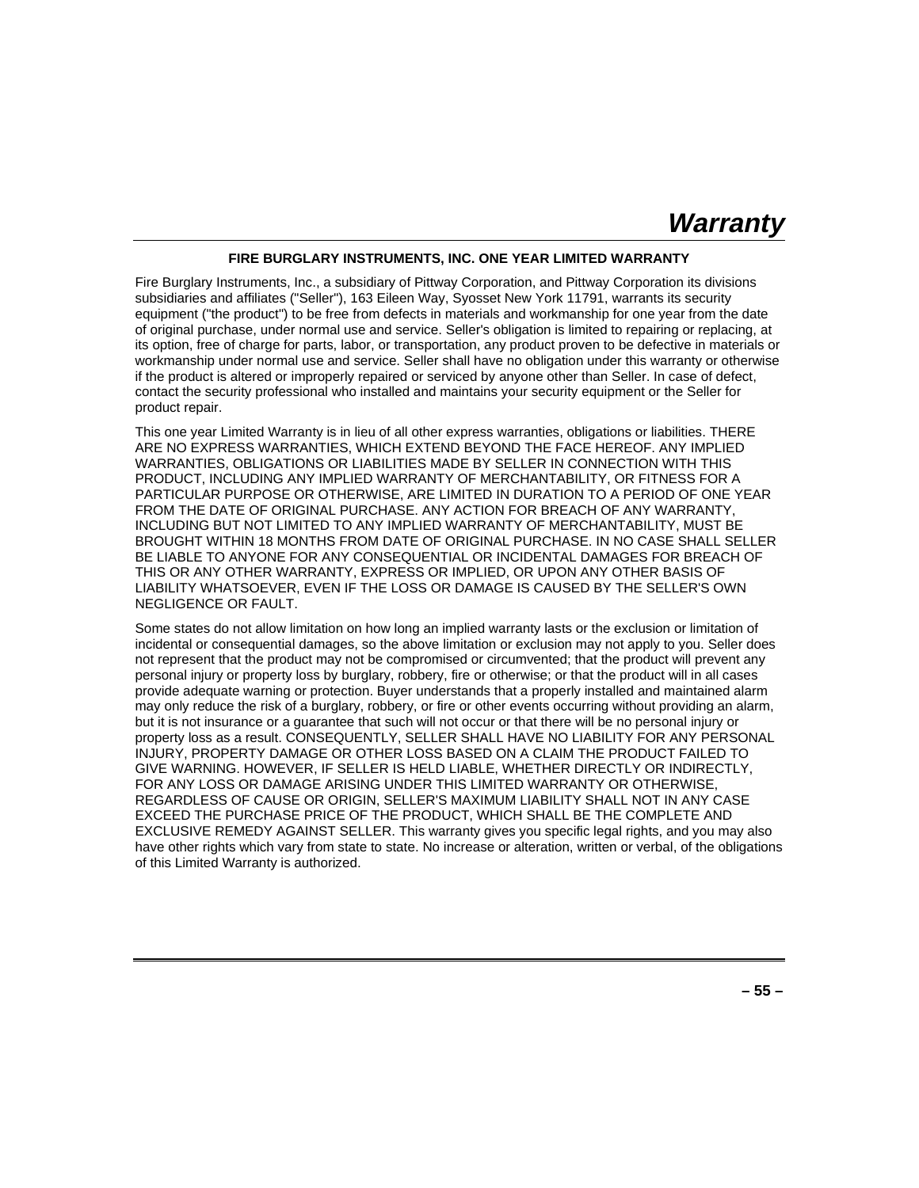# *Warranty*

**FIRE BURGLARY INSTRUMENTS, INC. ONE YEAR LIMITED WARRANTY**

Fire Burglary Instruments, Inc., a subsidiary of Pittway Corporation, and Pittway Corporation its divisions subsidiaries and affiliates ("Seller"), 163 Eileen Way, Syosset New York 11791, warrants its security equipment ("the product") to be free from defects in materials and workmanship for one year from the date of original purchase, under normal use and service. Seller's obligation is limited to repairing or replacing, at its option, free of charge for parts, labor, or transportation, any product proven to be defective in materials or workmanship under normal use and service. Seller shall have no obligation under this warranty or otherwise if the product is altered or improperly repaired or serviced by anyone other than Seller. In case of defect, contact the security professional who installed and maintains your security equipment or the Seller for product repair.

This one year Limited Warranty is in lieu of all other express warranties, obligations or liabilities. THERE ARE NO EXPRESS WARRANTIES, WHICH EXTEND BEYOND THE FACE HEREOF. ANY IMPLIED WARRANTIES, OBLIGATIONS OR LIABILITIES MADE BY SELLER IN CONNECTION WITH THIS PRODUCT, INCLUDING ANY IMPLIED WARRANTY OF MERCHANTABILITY, OR FITNESS FOR A PARTICULAR PURPOSE OR OTHERWISE, ARE LIMITED IN DURATION TO A PERIOD OF ONE YEAR FROM THE DATE OF ORIGINAL PURCHASE. ANY ACTION FOR BREACH OF ANY WARRANTY, INCLUDING BUT NOT LIMITED TO ANY IMPLIED WARRANTY OF MERCHANTABILITY, MUST BE BROUGHT WITHIN 18 MONTHS FROM DATE OF ORIGINAL PURCHASE. IN NO CASE SHALL SELLER BE LIABLE TO ANYONE FOR ANY CONSEQUENTIAL OR INCIDENTAL DAMAGES FOR BREACH OF THIS OR ANY OTHER WARRANTY, EXPRESS OR IMPLIED, OR UPON ANY OTHER BASIS OF LIABILITY WHATSOEVER, EVEN IF THE LOSS OR DAMAGE IS CAUSED BY THE SELLER'S OWN NEGLIGENCE OR FAULT.

Some states do not allow limitation on how long an implied warranty lasts or the exclusion or limitation of incidental or consequential damages, so the above limitation or exclusion may not apply to you. Seller does not represent that the product may not be compromised or circumvented; that the product will prevent any personal injury or property loss by burglary, robbery, fire or otherwise; or that the product will in all cases provide adequate warning or protection. Buyer understands that a properly installed and maintained alarm may only reduce the risk of a burglary, robbery, or fire or other events occurring without providing an alarm, but it is not insurance or a guarantee that such will not occur or that there will be no personal injury or property loss as a result. CONSEQUENTLY, SELLER SHALL HAVE NO LIABILITY FOR ANY PERSONAL INJURY, PROPERTY DAMAGE OR OTHER LOSS BASED ON A CLAIM THE PRODUCT FAILED TO GIVE WARNING. HOWEVER, IF SELLER IS HELD LIABLE, WHETHER DIRECTLY OR INDIRECTLY, FOR ANY LOSS OR DAMAGE ARISING UNDER THIS LIMITED WARRANTY OR OTHERWISE, REGARDLESS OF CAUSE OR ORIGIN, SELLER'S MAXIMUM LIABILITY SHALL NOT IN ANY CASE EXCEED THE PURCHASE PRICE OF THE PRODUCT, WHICH SHALL BE THE COMPLETE AND EXCLUSIVE REMEDY AGAINST SELLER. This warranty gives you specific legal rights, and you may also have other rights which vary from state to state. No increase or alteration, written or verbal, of the obligations of this Limited Warranty is authorized.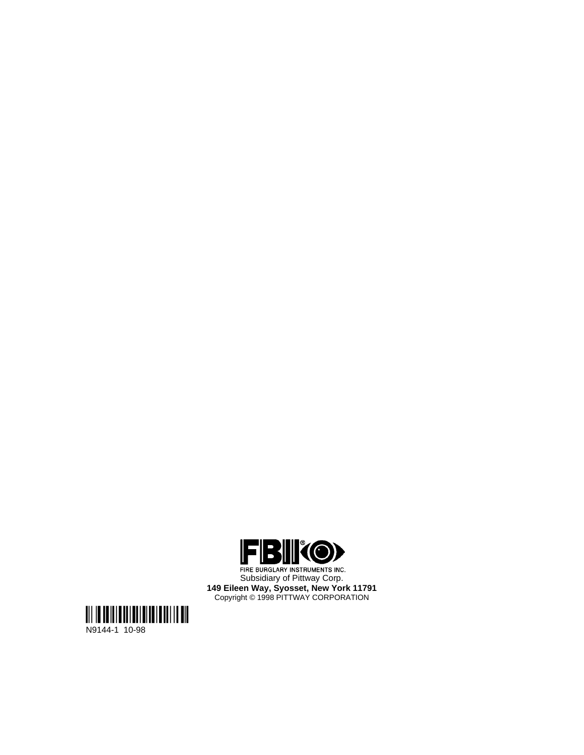FBII®

FIRE BURGLARY INSTRUMENTS INC.

Subsidiary of Pittway Corp.

**149 Eileen Way, Syosset, New York 11791**

Copyright © 1998 PITTWAY CORPORATION

N9144-1 10-98